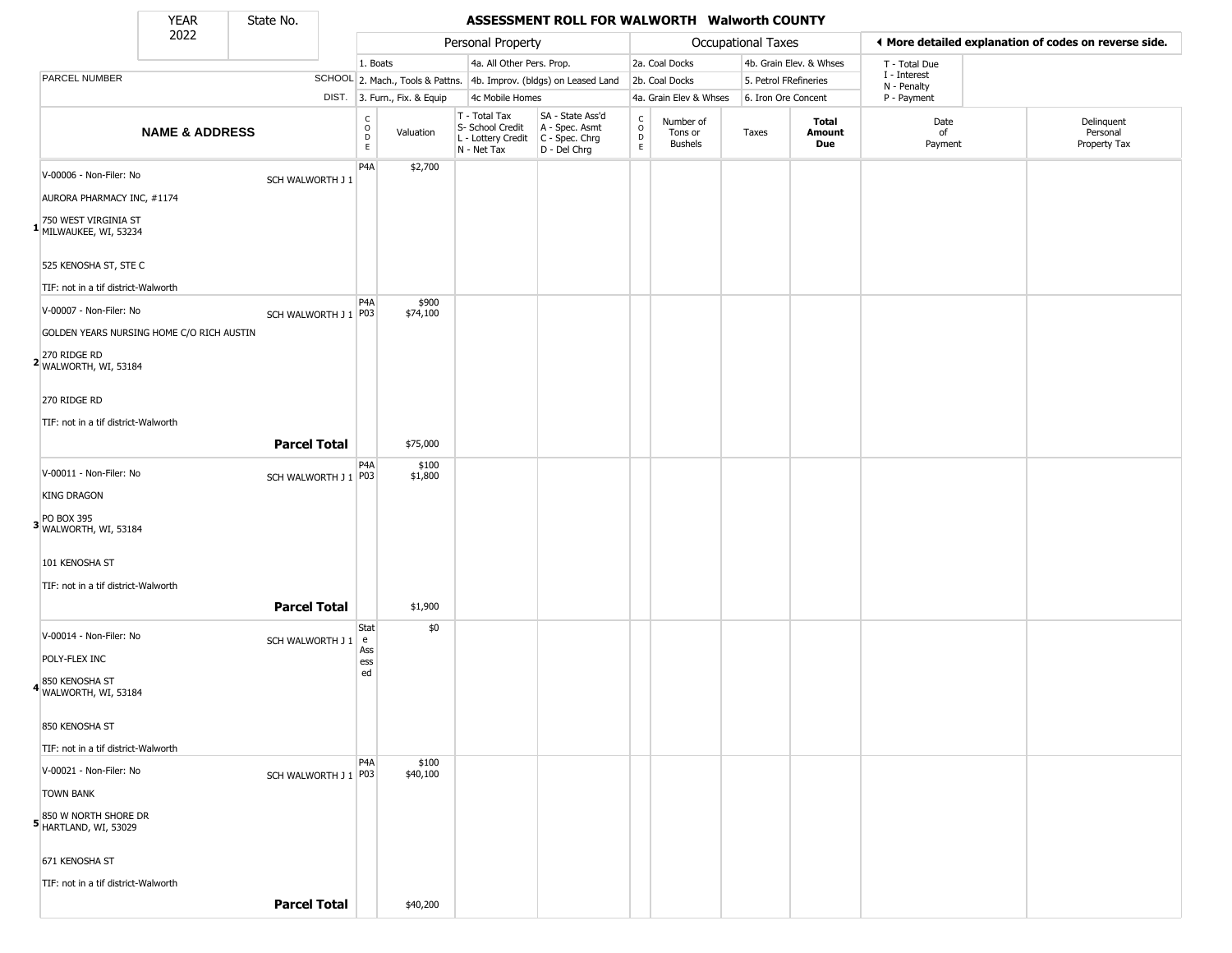# ASSESSMENT ROLL FOR WALWORTH Walworth COUNTY

| YEAR | State No. |
|---|---|
| 2022 | |

**Personal Property:** 1. Boats; 2. Mach., Tools & Pattns.; 3. Furn., Fix. & Equip; 4a. All Other Pers. Prop.; 4b. Improv. (bldgs) on Leased Land; 4c Mobile Homes

**Occupational Taxes:** 2a. Coal Docks; 2b. Coal Docks; 4a. Grain Elev & Whses; 4b. Grain Elev. & Whses; 5. Petrol FRefineries; 6. Iron Ore Concent

**◄ More detailed explanation of codes on reverse side.** T - Total Due; I - Interest; N - Penalty; P - Payment

| | NAME & ADDRESS | SCHOOL DIST. | CODE | Valuation | T - Total Tax S- School Credit L - Lottery Credit N - Net Tax | SA - State Ass'd A - Spec. Asmt C - Spec. Chrg D - Del Chrg | CODE | Number of Tons or Bushels | Taxes | Total Amount Due | Date of Payment | Delinquent Personal Property Tax |
|---|---|---|---|---|---|---|---|---|---|---|---|---|
| 1 | V-00006 - Non-Filer: No<br>AURORA PHARMACY INC, #1174<br>750 WEST VIRGINIA ST<br>MILWAUKEE, WI, 53234<br>525 KENOSHA ST, STE C<br>TIF: not in a tif district-Walworth | SCH WALWORTH J 1 | P4A | $2,700 | | | | | | | | |
| 2 | V-00007 - Non-Filer: No<br>GOLDEN YEARS NURSING HOME C/O RICH AUSTIN<br>270 RIDGE RD<br>WALWORTH, WI, 53184<br>270 RIDGE RD<br>TIF: not in a tif district-Walworth | SCH WALWORTH J 1 | P4A<br>P03 | $900<br>$74,100 | | | | | | | | |
| | | **Parcel Total** | | $75,000 | | | | | | | | |
| 3 | V-00011 - Non-Filer: No<br>KING DRAGON<br>PO BOX 395<br>WALWORTH, WI, 53184<br>101 KENOSHA ST<br>TIF: not in a tif district-Walworth | SCH WALWORTH J 1 | P4A<br>P03 | $100<br>$1,800 | | | | | | | | |
| | | **Parcel Total** | | $1,900 | | | | | | | | |
| 4 | V-00014 - Non-Filer: No<br>POLY-FLEX INC<br>850 KENOSHA ST<br>WALWORTH, WI, 53184<br>850 KENOSHA ST<br>TIF: not in a tif district-Walworth | SCH WALWORTH J 1 | State Assessed | $0 | | | | | | | | |
| 5 | V-00021 - Non-Filer: No<br>TOWN BANK<br>850 W NORTH SHORE DR<br>HARTLAND, WI, 53029<br>671 KENOSHA ST<br>TIF: not in a tif district-Walworth | SCH WALWORTH J 1 | P4A<br>P03 | $100<br>$40,100 | | | | | | | | |
| | | **Parcel Total** | | $40,200 | | | | | | | | |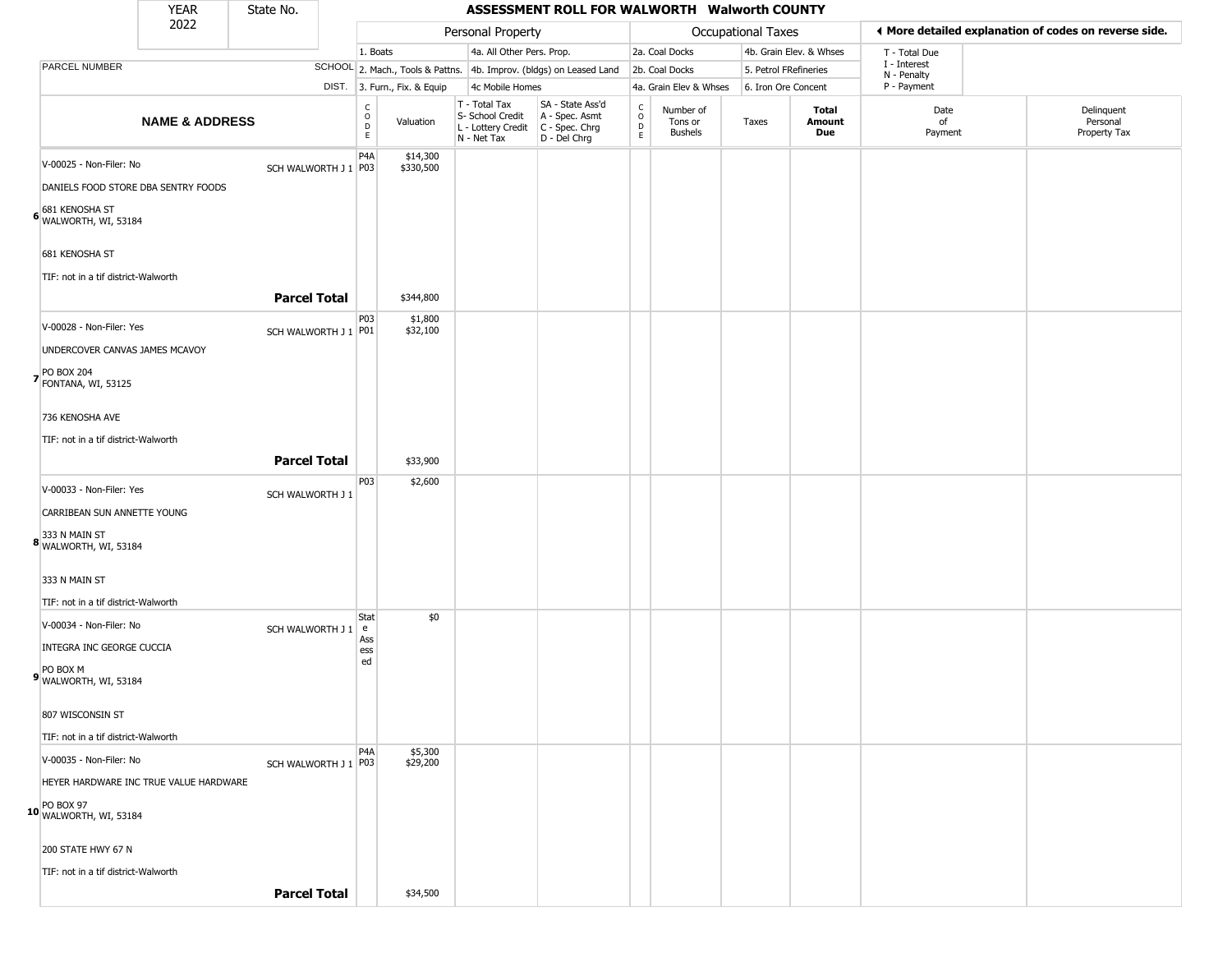| YEAR 2022 | State No. | | ASSESSMENT ROLL FOR WALWORTH Walworth COUNTY | | | | | | | | | | |
|---|---|---|---|---|---|---|---|---|---|---|---|---|---|
| | | | Personal Property | | | | Occupational Taxes | | | | ◄ More detailed explanation of codes on reverse side. | | |
| | | | 1. Boats | | 4a. All Other Pers. Prop. | | 2a. Coal Docks | | 4b. Grain Elev. & Whses | | T - Total Due | | |
| PARCEL NUMBER | | SCHOOL | 2. Mach., Tools & Pattns. | | 4b. Improv. (bldgs) on Leased Land | | 2b. Coal Docks | | 5. Petrol FRefineries | | I - Interest N - Penalty | | |
| | | DIST. | 3. Furn., Fix. & Equip | | 4c Mobile Homes | | 4a. Grain Elev & Whses | | 6. Iron Ore Concent | | P - Payment | | |
| NAME & ADDRESS | | | CODE | Valuation | T - Total Tax S- School Credit L - Lottery Credit N - Net Tax | SA - State Ass'd A - Spec. Asmt C - Spec. Chrg D - Del Chrg | CODE | Number of Tons or Bushels | Taxes | Total Amount Due | Date of Payment | Delinquent Personal Property Tax | |
| 6 | V-00025 - Non-Filer: No<br>DANIELS FOOD STORE DBA SENTRY FOODS<br>681 KENOSHA ST<br>WALWORTH, WI, 53184<br><br>681 KENOSHA ST<br><br>TIF: not in a tif district-Walworth | SCH WALWORTH J 1 | P4A<br>P03 | $14,300<br>$330,500 | | | | | | | | | |
| | **Parcel Total** | | | $344,800 | | | | | | | | | |
| 7 | V-00028 - Non-Filer: Yes<br>UNDERCOVER CANVAS JAMES MCAVOY<br>PO BOX 204<br>FONTANA, WI, 53125<br><br>736 KENOSHA AVE<br><br>TIF: not in a tif district-Walworth | SCH WALWORTH J 1 | P03<br>P01 | $1,800<br>$32,100 | | | | | | | | | |
| | **Parcel Total** | | | $33,900 | | | | | | | | | |
| 8 | V-00033 - Non-Filer: Yes<br>CARRIBEAN SUN ANNETTE YOUNG<br>333 N MAIN ST<br>WALWORTH, WI, 53184<br><br>333 N MAIN ST<br><br>TIF: not in a tif district-Walworth | SCH WALWORTH J 1 | P03 | $2,600 | | | | | | | | | |
| 9 | V-00034 - Non-Filer: No<br>INTEGRA INC GEORGE CUCCIA<br>PO BOX M<br>WALWORTH, WI, 53184<br><br>807 WISCONSIN ST<br><br>TIF: not in a tif district-Walworth | SCH WALWORTH J 1 | State Assessed | $0 | | | | | | | | | |
| 10 | V-00035 - Non-Filer: No<br>HEYER HARDWARE INC TRUE VALUE HARDWARE<br>PO BOX 97<br>WALWORTH, WI, 53184<br><br>200 STATE HWY 67 N<br><br>TIF: not in a tif district-Walworth | SCH WALWORTH J 1 | P4A<br>P03 | $5,300<br>$29,200 | | | | | | | | | |
| | **Parcel Total** | | | $34,500 | | | | | | | | | |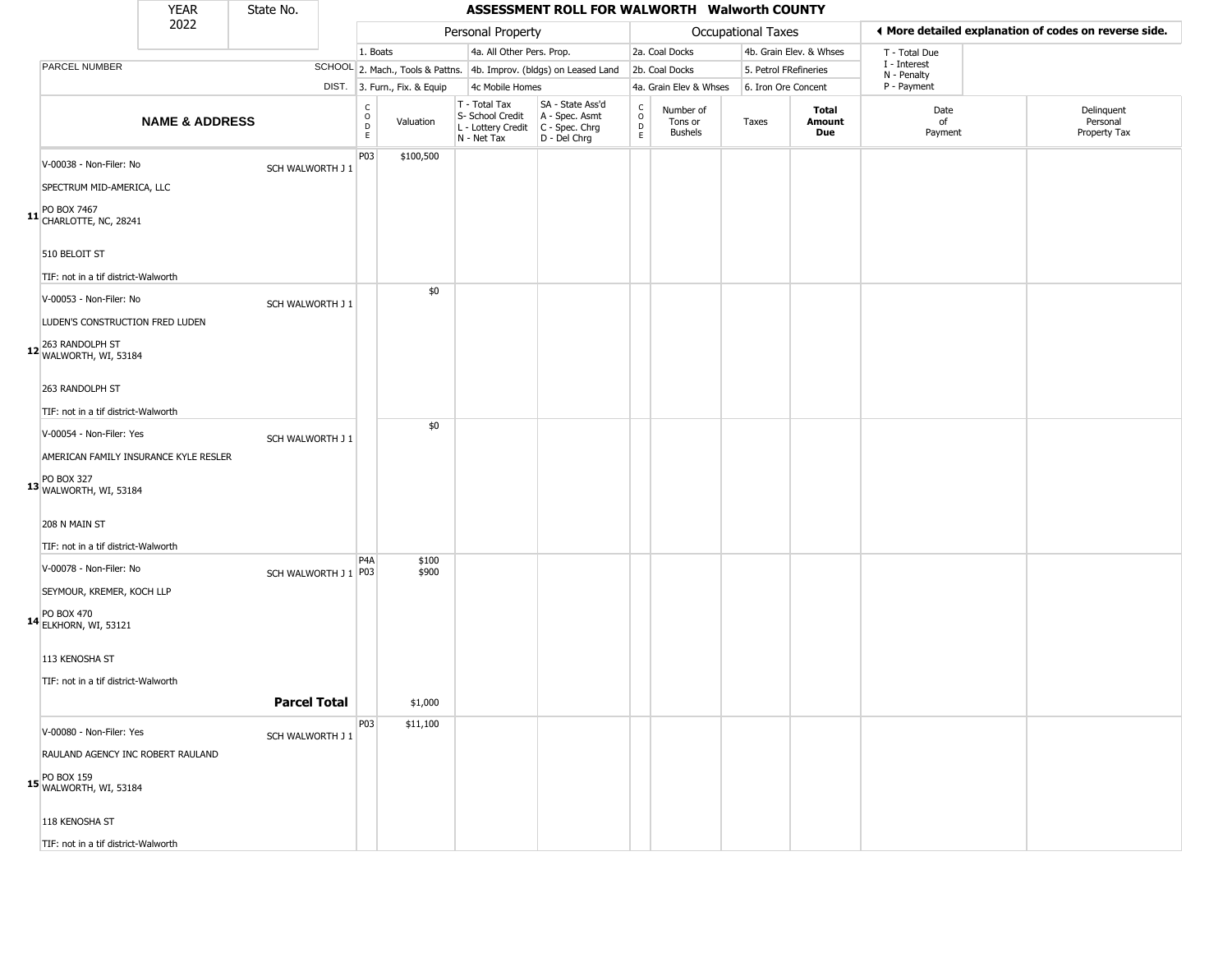| YEAR | State No. |
| --- | --- |
| 2022 | |

# ASSESSMENT ROLL FOR WALWORTH Walworth COUNTY

| | | Personal Property | | | | Occupational Taxes | | | | ◀ More detailed explanation of codes on reverse side. | |
| --- | --- | --- | --- | --- | --- | --- | --- | --- | --- | --- | --- |
| | | 1. Boats | | 4a. All Other Pers. Prop. | | 2a. Coal Docks | | 4b. Grain Elev. & Whses | | T - Total Due | |
| PARCEL NUMBER | SCHOOL | 2. Mach., Tools & Pattns. | | 4b. Improv. (bldgs) on Leased Land | | 2b. Coal Docks | | 5. Petrol FRefineries | | I - Interest N - Penalty | |
| | DIST. | 3. Furn., Fix. & Equip | | 4c Mobile Homes | | 4a. Grain Elev & Whses | | 6. Iron Ore Concent | | P - Payment | |

| | NAME & ADDRESS | | CODE | Valuation | T - Total Tax S- School Credit L - Lottery Credit N - Net Tax | SA - State Ass'd A - Spec. Asmt C - Spec. Chrg D - Del Chrg | CODE | Number of Tons or Bushels | Taxes | Total Amount Due | Date of Payment | Delinquent Personal Property Tax |
| --- | --- | --- | --- | --- | --- | --- | --- | --- | --- | --- | --- | --- |
| 11 | V-00038 - Non-Filer: No<br>SPECTRUM MID-AMERICA, LLC<br>PO BOX 7467<br>CHARLOTTE, NC, 28241<br>510 BELOIT ST<br>TIF: not in a tif district-Walworth | SCH WALWORTH J 1 | P03 | $100,500 | | | | | | | | |
| 12 | V-00053 - Non-Filer: No<br>LUDEN'S CONSTRUCTION FRED LUDEN<br>263 RANDOLPH ST<br>WALWORTH, WI, 53184<br>263 RANDOLPH ST<br>TIF: not in a tif district-Walworth | SCH WALWORTH J 1 | | $0 | | | | | | | | |
| 13 | V-00054 - Non-Filer: Yes<br>AMERICAN FAMILY INSURANCE KYLE RESLER<br>PO BOX 327<br>WALWORTH, WI, 53184<br>208 N MAIN ST<br>TIF: not in a tif district-Walworth | SCH WALWORTH J 1 | | $0 | | | | | | | | |
| 14 | V-00078 - Non-Filer: No<br>SEYMOUR, KREMER, KOCH LLP<br>PO BOX 470<br>ELKHORN, WI, 53121<br>113 KENOSHA ST<br>TIF: not in a tif district-Walworth | SCH WALWORTH J 1 | P4A<br>P03 | $100<br>$900 | | | | | | | | |
| | | **Parcel Total** | | $1,000 | | | | | | | | |
| 15 | V-00080 - Non-Filer: Yes<br>RAULAND AGENCY INC ROBERT RAULAND<br>PO BOX 159<br>WALWORTH, WI, 53184<br>118 KENOSHA ST<br>TIF: not in a tif district-Walworth | SCH WALWORTH J 1 | P03 | $11,100 | | | | | | | | |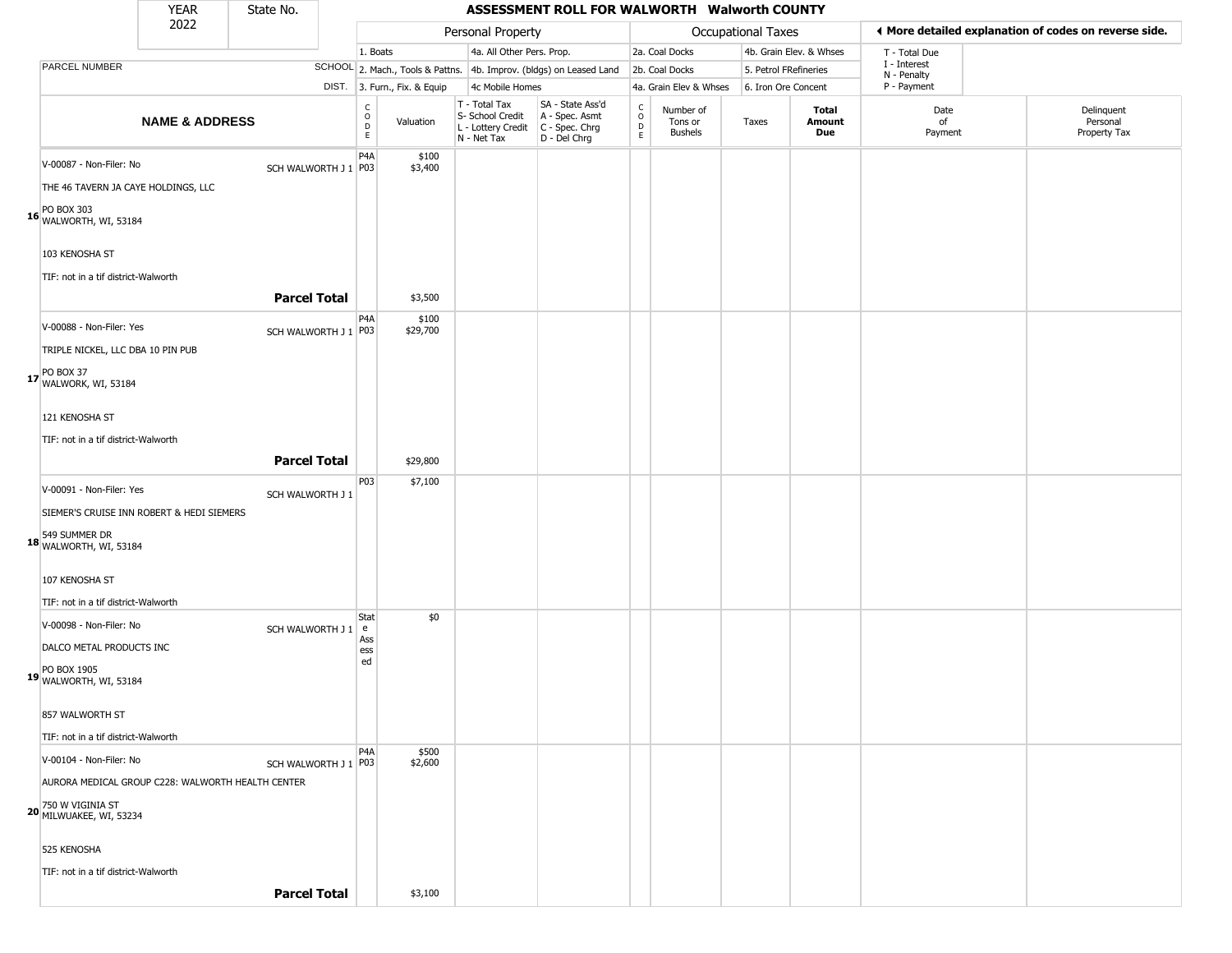| YEAR 2022 | State No. | | ASSESSMENT ROLL FOR WALWORTH Walworth COUNTY | | | | | | | | | | |
|---|---|---|---|---|---|---|---|---|---|---|---|---|---|
| | | | Personal Property | | | | Occupational Taxes | | | | ◄ More detailed explanation of codes on reverse side. | | |
| | | | 1. Boats | | 4a. All Other Pers. Prop. | | 2a. Coal Docks | | 4b. Grain Elev. & Whses | | T - Total Due | | |
| PARCEL NUMBER | SCHOOL | | 2. Mach., Tools & Pattns. | | 4b. Improv. (bldgs) on Leased Land | | 2b. Coal Docks | | 5. Petrol FRefineries | | I - Interest<br>N - Penalty | | |
| | DIST. | | 3. Furn., Fix. & Equip | | 4c Mobile Homes | | 4a. Grain Elev & Whses | | 6. Iron Ore Concent | | P - Payment | | |
| NAME & ADDRESS | | CODE | Valuation | T - Total Tax<br>S- School Credit<br>L - Lottery Credit<br>N - Net Tax | SA - State Ass'd<br>A - Spec. Asmt<br>C - Spec. Chrg<br>D - Del Chrg | CODE | Number of Tons or Bushels | Taxes | Total Amount Due | Date of Payment | Delinquent Personal Property Tax | | |
| **16** V-00087 - Non-Filer: No<br>THE 46 TAVERN JA CAYE HOLDINGS, LLC<br>PO BOX 303<br>WALWORTH, WI, 53184<br>103 KENOSHA ST<br>TIF: not in a tif district-Walworth | SCH WALWORTH J 1 | P4A<br>P03 | $100<br>$3,400 | | | | | | | | | | |
| **Parcel Total** | | | $3,500 | | | | | | | | | | |
| **17** V-00088 - Non-Filer: Yes<br>TRIPLE NICKEL, LLC DBA 10 PIN PUB<br>PO BOX 37<br>WALWORK, WI, 53184<br>121 KENOSHA ST<br>TIF: not in a tif district-Walworth | SCH WALWORTH J 1 | P4A<br>P03 | $100<br>$29,700 | | | | | | | | | | |
| **Parcel Total** | | | $29,800 | | | | | | | | | | |
| **18** V-00091 - Non-Filer: Yes<br>SIEMER'S CRUISE INN ROBERT & HEDI SIEMERS<br>549 SUMMER DR<br>WALWORTH, WI, 53184<br>107 KENOSHA ST<br>TIF: not in a tif district-Walworth | SCH WALWORTH J 1 | P03 | $7,100 | | | | | | | | | | |
| **19** V-00098 - Non-Filer: No<br>DALCO METAL PRODUCTS INC<br>PO BOX 1905<br>WALWORTH, WI, 53184<br>857 WALWORTH ST<br>TIF: not in a tif district-Walworth | SCH WALWORTH J 1 | State Assessed | $0 | | | | | | | | | | |
| **20** V-00104 - Non-Filer: No<br>AURORA MEDICAL GROUP C228: WALWORTH HEALTH CENTER<br>750 W VIGINIA ST<br>MILWUAKEE, WI, 53234<br>525 KENOSHA<br>TIF: not in a tif district-Walworth | SCH WALWORTH J 1 | P4A<br>P03 | $500<br>$2,600 | | | | | | | | | | |
| **Parcel Total** | | | $3,100 | | | | | | | | | | |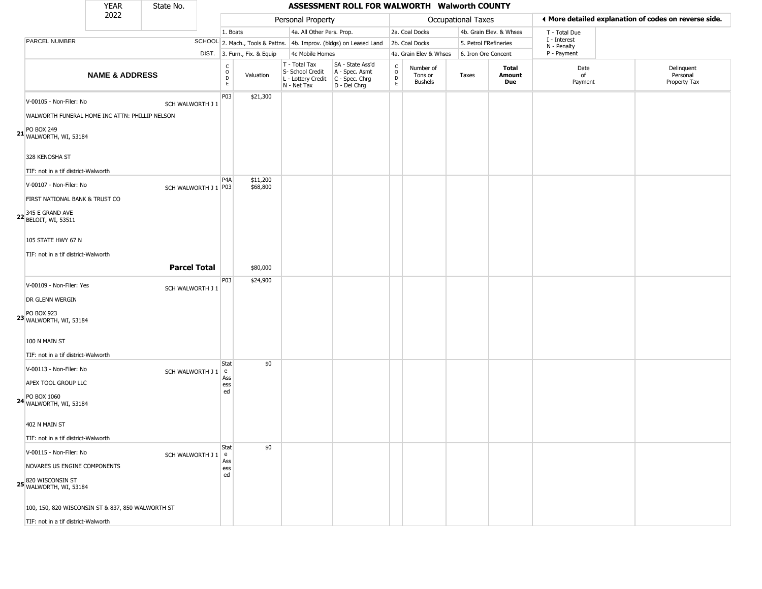| YEAR 2022 | State No. | | ASSESSMENT ROLL FOR WALWORTH Walworth COUNTY | | | | | | | | | |
|---|---|---|---|---|---|---|---|---|---|---|---|---|
| | | | Personal Property | | | | Occupational Taxes | | | | ◀ More detailed explanation of codes on reverse side. | |
| PARCEL NUMBER | SCHOOL DIST. | | 1. Boats / 2. Mach., Tools & Pattns. / 3. Furn., Fix. & Equip | | 4a. All Other Pers. Prop. / 4b. Improv. (bldgs) on Leased Land / 4c Mobile Homes | | 2a. Coal Docks / 2b. Coal Docks / 4a. Grain Elev & Whses | | 4b. Grain Elev. & Whses / 5. Petrol FRefineries / 6. Iron Ore Concent | | T - Total Due / I - Interest / N - Penalty / P - Payment | |
| NAME & ADDRESS | | CODE | Valuation | T - Total Tax / S- School Credit / L - Lottery Credit / N - Net Tax | SA - State Ass'd / A - Spec. Asmt / C - Spec. Chrg / D - Del Chrg | CODE | Number of Tons or Bushels | Taxes | Total Amount Due | Date of Payment | Delinquent Personal Property Tax |
| **21** V-00105 - Non-Filer: No<br>WALWORTH FUNERAL HOME INC ATTN: PHILLIP NELSON<br>PO BOX 249<br>WALWORTH, WI, 53184<br><br>328 KENOSHA ST<br><br>TIF: not in a tif district-Walworth | SCH WALWORTH J 1 | P03 | $21,300 | | | | | | | | |
| **22** V-00107 - Non-Filer: No<br>FIRST NATIONAL BANK & TRUST CO<br>345 E GRAND AVE<br>BELOIT, WI, 53511<br><br>105 STATE HWY 67 N<br><br>TIF: not in a tif district-Walworth | SCH WALWORTH J 1 | P4A<br>P03 | $11,200<br>$68,800 | | | | | | | | |
| **Parcel Total** | | | $80,000 | | | | | | | | |
| **23** V-00109 - Non-Filer: Yes<br>DR GLENN WERGIN<br>PO BOX 923<br>WALWORTH, WI, 53184<br><br>100 N MAIN ST<br><br>TIF: not in a tif district-Walworth | SCH WALWORTH J 1 | P03 | $24,900 | | | | | | | | |
| **24** V-00113 - Non-Filer: No<br>APEX TOOL GROUP LLC<br>PO BOX 1060<br>WALWORTH, WI, 53184<br><br>402 N MAIN ST<br><br>TIF: not in a tif district-Walworth | SCH WALWORTH J 1 | State Assessed | $0 | | | | | | | | |
| **25** V-00115 - Non-Filer: No<br>NOVARES US ENGINE COMPONENTS<br>820 WISCONSIN ST<br>WALWORTH, WI, 53184<br><br>100, 150, 820 WISCONSIN ST & 837, 850 WALWORTH ST<br><br>TIF: not in a tif district-Walworth | SCH WALWORTH J 1 | State Assessed | $0 | | | | | | | | |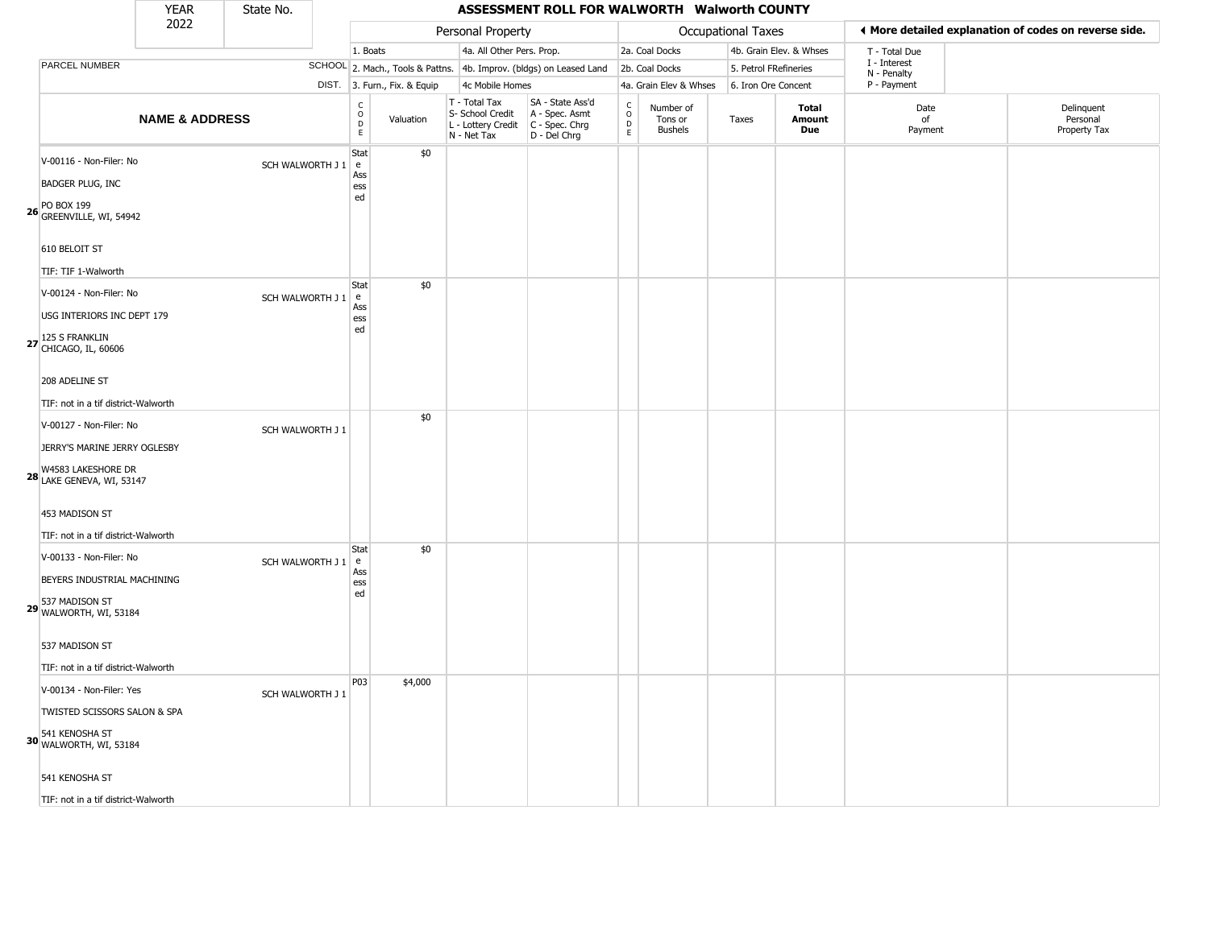| YEAR 2022 | State No. | | ASSESSMENT ROLL FOR WALWORTH Walworth COUNTY | | | | | | | | | | |
|---|---|---|---|---|---|---|---|---|---|---|---|---|---|
| | | | Personal Property | | | | Occupational Taxes | | | | ◀ More detailed explanation of codes on reverse side. | | |
| | | | 1. Boats | | 4a. All Other Pers. Prop. | | 2a. Coal Docks | | 4b. Grain Elev. & Whses | | T - Total Due | | |
| PARCEL NUMBER | | SCHOOL | 2. Mach., Tools & Pattns. | | 4b. Improv. (bldgs) on Leased Land | | 2b. Coal Docks | | 5. Petrol FRefineries | | I - Interest N - Penalty | | |
| | | DIST. | 3. Furn., Fix. & Equip | | 4c Mobile Homes | | 4a. Grain Elev & Whses | | 6. Iron Ore Concent | | P - Payment | | |
| NAME & ADDRESS | | | CODE | Valuation | T - Total Tax S- School Credit L - Lottery Credit N - Net Tax | SA - State Ass'd A - Spec. Asmt C - Spec. Chrg D - Del Chrg | CODE | Number of Tons or Bushels | Taxes | Total Amount Due | Date of Payment | Delinquent Personal Property Tax | |
| 26 | V-00116 - Non-Filer: No<br>BADGER PLUG, INC<br>PO BOX 199<br>GREENVILLE, WI, 54942<br>610 BELOIT ST<br>TIF: TIF 1-Walworth | SCH WALWORTH J 1 | State Assessed | $0 | | | | | | | | | |
| 27 | V-00124 - Non-Filer: No<br>USG INTERIORS INC DEPT 179<br>125 S FRANKLIN<br>CHICAGO, IL, 60606<br>208 ADELINE ST<br>TIF: not in a tif district-Walworth | SCH WALWORTH J 1 | State Assessed | $0 | | | | | | | | | |
| 28 | V-00127 - Non-Filer: No<br>JERRY'S MARINE JERRY OGLESBY<br>W4583 LAKESHORE DR<br>LAKE GENEVA, WI, 53147<br>453 MADISON ST<br>TIF: not in a tif district-Walworth | SCH WALWORTH J 1 | | $0 | | | | | | | | | |
| 29 | V-00133 - Non-Filer: No<br>BEYERS INDUSTRIAL MACHINING<br>537 MADISON ST<br>WALWORTH, WI, 53184<br>537 MADISON ST<br>TIF: not in a tif district-Walworth | SCH WALWORTH J 1 | State Assessed | $0 | | | | | | | | | |
| 30 | V-00134 - Non-Filer: Yes<br>TWISTED SCISSORS SALON & SPA<br>541 KENOSHA ST<br>WALWORTH, WI, 53184<br>541 KENOSHA ST<br>TIF: not in a tif district-Walworth | SCH WALWORTH J 1 | P03 | $4,000 | | | | | | | | | |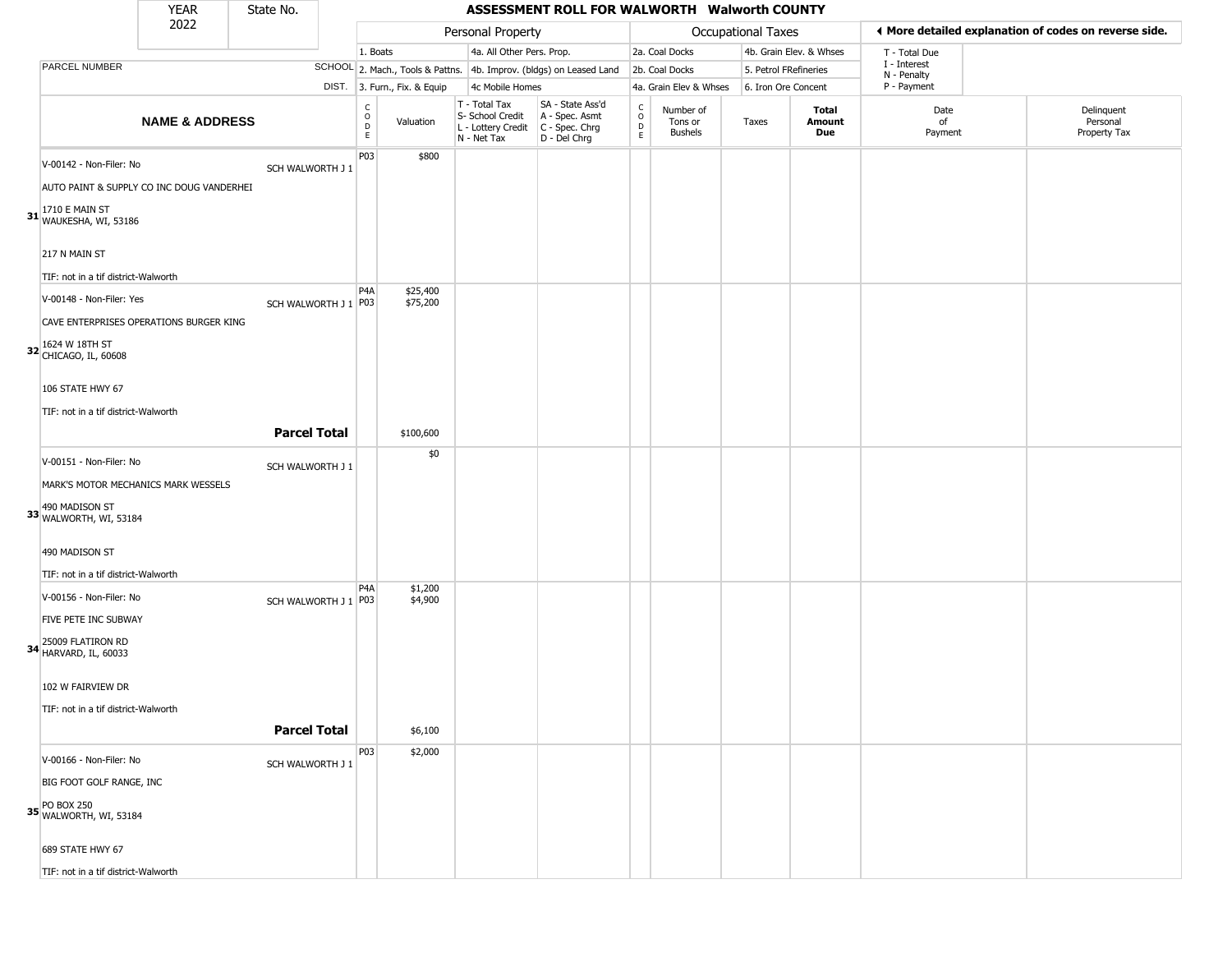# ASSESSMENT ROLL FOR WALWORTH Walworth COUNTY

| YEAR | State No. |
|---|---|
| 2022 | |

**Personal Property:** 1. Boats; 2. Mach., Tools & Pattns.; 3. Furn., Fix. & Equip; 4a. All Other Pers. Prop.; 4b. Improv. (bldgs) on Leased Land; 4c Mobile Homes

**Occupational Taxes:** 2a. Coal Docks; 2b. Coal Docks; 4a. Grain Elev & Whses; 4b. Grain Elev. & Whses; 5. Petrol FRefineries; 6. Iron Ore Concent

T - Total Due; I - Interest; N - Penalty; P - Payment

◀ More detailed explanation of codes on reverse side.

| | NAME & ADDRESS | SCHOOL DIST. | CODE | Valuation | T - Total Tax S- School Credit L - Lottery Credit N - Net Tax | SA - State Ass'd A - Spec. Asmt C - Spec. Chrg D - Del Chrg | CODE | Number of Tons or Bushels | Taxes | Total Amount Due | Date of Payment | Delinquent Personal Property Tax |
|---|---|---|---|---|---|---|---|---|---|---|---|---|
| 31 | V-00142 - Non-Filer: No<br>AUTO PAINT & SUPPLY CO INC DOUG VANDERHEI<br>1710 E MAIN ST<br>WAUKESHA, WI, 53186<br>217 N MAIN ST<br>TIF: not in a tif district-Walworth | SCH WALWORTH J 1 | P03 | $800 | | | | | | | | |
| 32 | V-00148 - Non-Filer: Yes<br>CAVE ENTERPRISES OPERATIONS BURGER KING<br>1624 W 18TH ST<br>CHICAGO, IL, 60608<br>106 STATE HWY 67<br>TIF: not in a tif district-Walworth | SCH WALWORTH J 1 | P4A<br>P03 | $25,400<br>$75,200 | | | | | | | | |
| | **Parcel Total** | | | $100,600 | | | | | | | | |
| 33 | V-00151 - Non-Filer: No<br>MARK'S MOTOR MECHANICS MARK WESSELS<br>490 MADISON ST<br>WALWORTH, WI, 53184<br>490 MADISON ST<br>TIF: not in a tif district-Walworth | SCH WALWORTH J 1 | | $0 | | | | | | | | |
| 34 | V-00156 - Non-Filer: No<br>FIVE PETE INC SUBWAY<br>25009 FLATIRON RD<br>HARVARD, IL, 60033<br>102 W FAIRVIEW DR<br>TIF: not in a tif district-Walworth | SCH WALWORTH J 1 | P4A<br>P03 | $1,200<br>$4,900 | | | | | | | | |
| | **Parcel Total** | | | $6,100 | | | | | | | | |
| 35 | V-00166 - Non-Filer: No<br>BIG FOOT GOLF RANGE, INC<br>PO BOX 250<br>WALWORTH, WI, 53184<br>689 STATE HWY 67<br>TIF: not in a tif district-Walworth | SCH WALWORTH J 1 | P03 | $2,000 | | | | | | | | |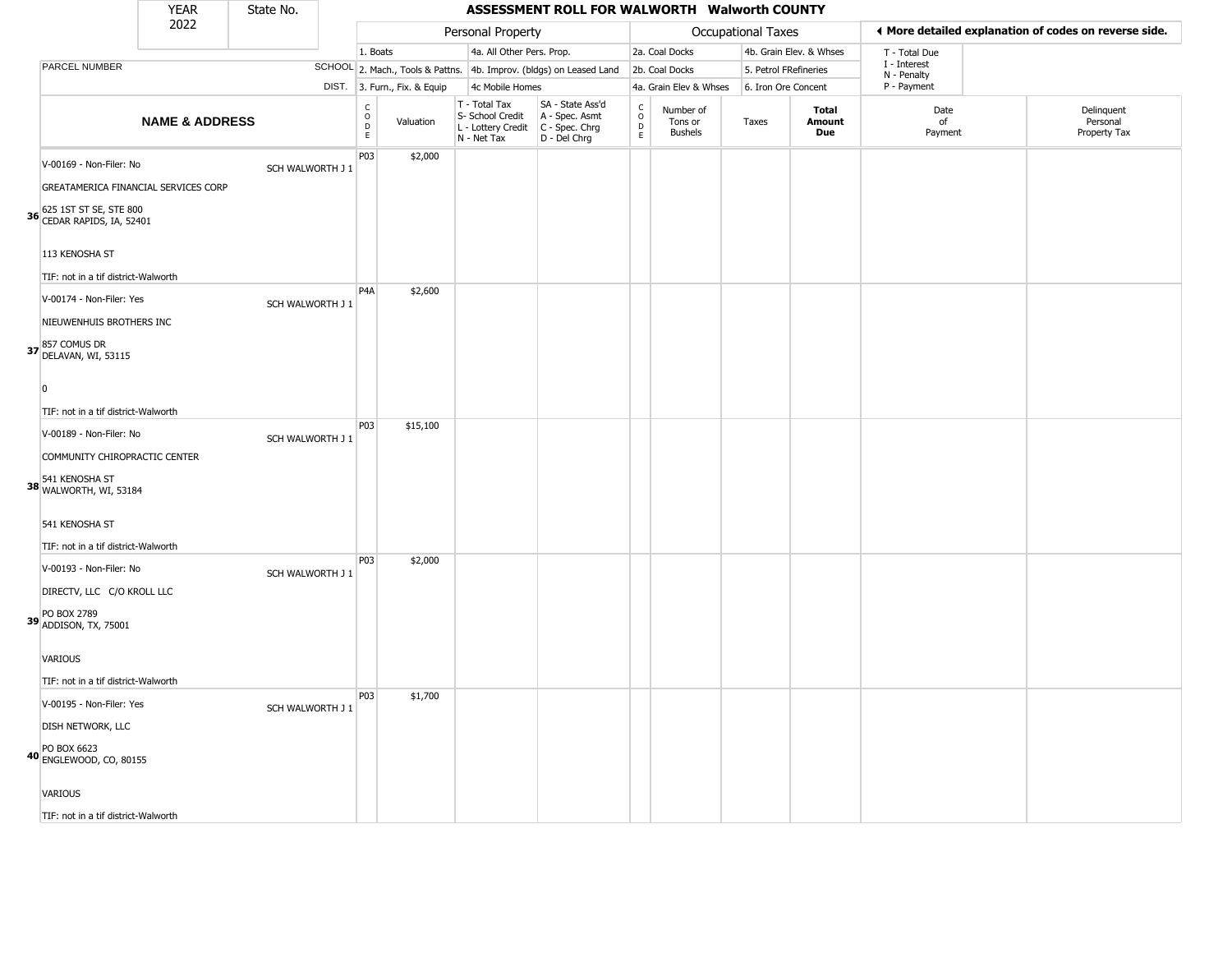| YEAR 2022 | State No. | | ASSESSMENT ROLL FOR WALWORTH Walworth COUNTY | | | | | | | | | | |
|---|---|---|---|---|---|---|---|---|---|---|---|---|---|

◄ More detailed explanation of codes on reverse side.

| PARCEL NUMBER | SCHOOL DIST. | Personal Property | | | | Occupational Taxes | | | | | T - Total Due<br>I - Interest<br>N - Penalty<br>P - Payment | |
|---|---|---|---|---|---|---|---|---|---|---|---|---|
| | | 1. Boats<br>2. Mach., Tools & Pattns.<br>3. Furn., Fix. & Equip | | 4a. All Other Pers. Prop.<br>4b. Improv. (bldgs) on Leased Land<br>4c Mobile Homes | | 2a. Coal Docks<br>2b. Coal Docks<br>4a. Grain Elev & Whses | | 4b. Grain Elev. & Whses<br>5. Petrol FRefineries<br>6. Iron Ore Concent | | | | |
| **NAME & ADDRESS** | | CODE | Valuation | T - Total Tax<br>S- School Credit<br>L - Lottery Credit<br>N - Net Tax | SA - State Ass'd<br>A - Spec. Asmt<br>C - Spec. Chrg<br>D - Del Chrg | CODE | Number of Tons or Bushels | Taxes | **Total Amount Due** | | Date of Payment | Delinquent Personal Property Tax |
| **36** V-00169 - Non-Filer: No<br>GREATAMERICA FINANCIAL SERVICES CORP<br>625 1ST ST SE, STE 800<br>CEDAR RAPIDS, IA, 52401<br>113 KENOSHA ST<br>TIF: not in a tif district-Walworth | SCH WALWORTH J 1 | P03 | $2,000 | | | | | | | | | |
| **37** V-00174 - Non-Filer: Yes<br>NIEUWENHUIS BROTHERS INC<br>857 COMUS DR<br>DELAVAN, WI, 53115<br>0<br>TIF: not in a tif district-Walworth | SCH WALWORTH J 1 | P4A | $2,600 | | | | | | | | | |
| **38** V-00189 - Non-Filer: No<br>COMMUNITY CHIROPRACTIC CENTER<br>541 KENOSHA ST<br>WALWORTH, WI, 53184<br>541 KENOSHA ST<br>TIF: not in a tif district-Walworth | SCH WALWORTH J 1 | P03 | $15,100 | | | | | | | | | |
| **39** V-00193 - Non-Filer: No<br>DIRECTV, LLC C/O KROLL LLC<br>PO BOX 2789<br>ADDISON, TX, 75001<br>VARIOUS<br>TIF: not in a tif district-Walworth | SCH WALWORTH J 1 | P03 | $2,000 | | | | | | | | | |
| **40** V-00195 - Non-Filer: Yes<br>DISH NETWORK, LLC<br>PO BOX 6623<br>ENGLEWOOD, CO, 80155<br>VARIOUS<br>TIF: not in a tif district-Walworth | SCH WALWORTH J 1 | P03 | $1,700 | | | | | | | | | |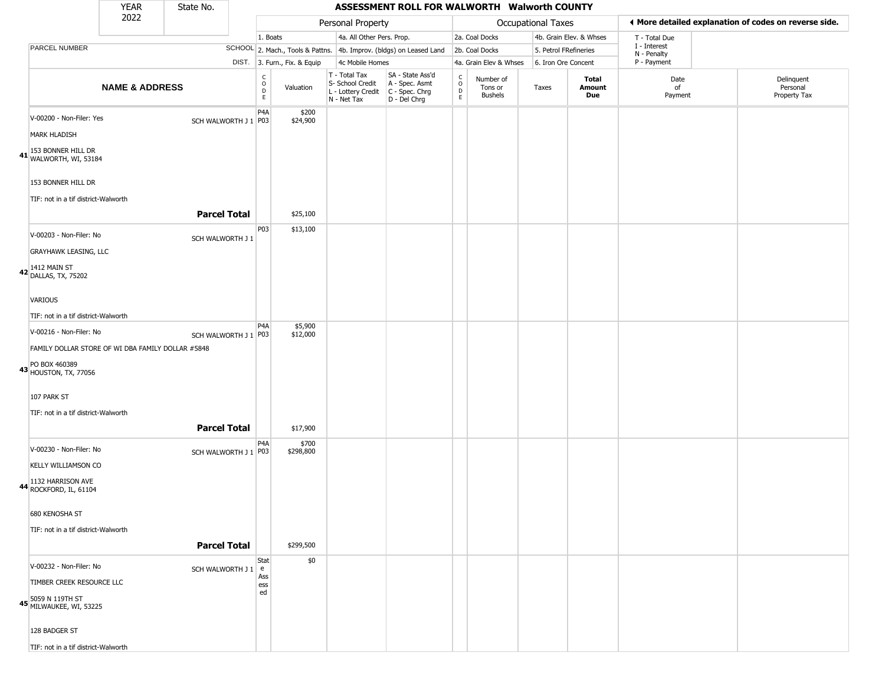# ASSESSMENT ROLL FOR WALWORTH Walworth COUNTY

YEAR 2022 | State No.

| | | Personal Property | | | | Occupational Taxes | | | | ◄ More detailed explanation of codes on reverse side. | |
|---|---|---|---|---|---|---|---|---|---|---|---|
| PARCEL NUMBER | SCHOOL DIST. | 1. Boats<br>2. Mach., Tools & Pattns.<br>3. Furn., Fix. & Equip | | 4a. All Other Pers. Prop.<br>4b. Improv. (bldgs) on Leased Land<br>4c Mobile Homes | | 2a. Coal Docks<br>2b. Coal Docks<br>4a. Grain Elev & Whses | | 4b. Grain Elev. & Whses<br>5. Petrol FRefineries<br>6. Iron Ore Concent | | T - Total Due<br>I - Interest<br>N - Penalty<br>P - Payment | |
| **NAME & ADDRESS** | | CODE | Valuation | T - Total Tax<br>S- School Credit<br>L - Lottery Credit<br>N - Net Tax | SA - State Ass'd<br>A - Spec. Asmt<br>C - Spec. Chrg<br>D - Del Chrg | CODE | Number of Tons or Bushels | Taxes | **Total Amount Due** | Date of Payment | Delinquent Personal Property Tax |
| **41** V-00200 - Non-Filer: Yes<br>MARK HLADISH<br>153 BONNER HILL DR<br>WALWORTH, WI, 53184<br>153 BONNER HILL DR<br>TIF: not in a tif district-Walworth | SCH WALWORTH J 1 | P4A<br>P03 | \$200<br>\$24,900 | | | | | | | | |
| | **Parcel Total** | | \$25,100 | | | | | | | | |
| **42** V-00203 - Non-Filer: No<br>GRAYHAWK LEASING, LLC<br>1412 MAIN ST<br>DALLAS, TX, 75202<br>VARIOUS<br>TIF: not in a tif district-Walworth | SCH WALWORTH J 1 | P03 | \$13,100 | | | | | | | | |
| **43** V-00216 - Non-Filer: No<br>FAMILY DOLLAR STORE OF WI DBA FAMILY DOLLAR #5848<br>PO BOX 460389<br>HOUSTON, TX, 77056<br>107 PARK ST<br>TIF: not in a tif district-Walworth | SCH WALWORTH J 1 | P4A<br>P03 | \$5,900<br>\$12,000 | | | | | | | | |
| | **Parcel Total** | | \$17,900 | | | | | | | | |
| **44** V-00230 - Non-Filer: No<br>KELLY WILLIAMSON CO<br>1132 HARRISON AVE<br>ROCKFORD, IL, 61104<br>680 KENOSHA ST<br>TIF: not in a tif district-Walworth | SCH WALWORTH J 1 | P4A<br>P03 | \$700<br>\$298,800 | | | | | | | | |
| | **Parcel Total** | | \$299,500 | | | | | | | | |
| **45** V-00232 - Non-Filer: No<br>TIMBER CREEK RESOURCE LLC<br>5059 N 119TH ST<br>MILWAUKEE, WI, 53225<br>128 BADGER ST<br>TIF: not in a tif district-Walworth | SCH WALWORTH J 1 | State Assessed | \$0 | | | | | | | | |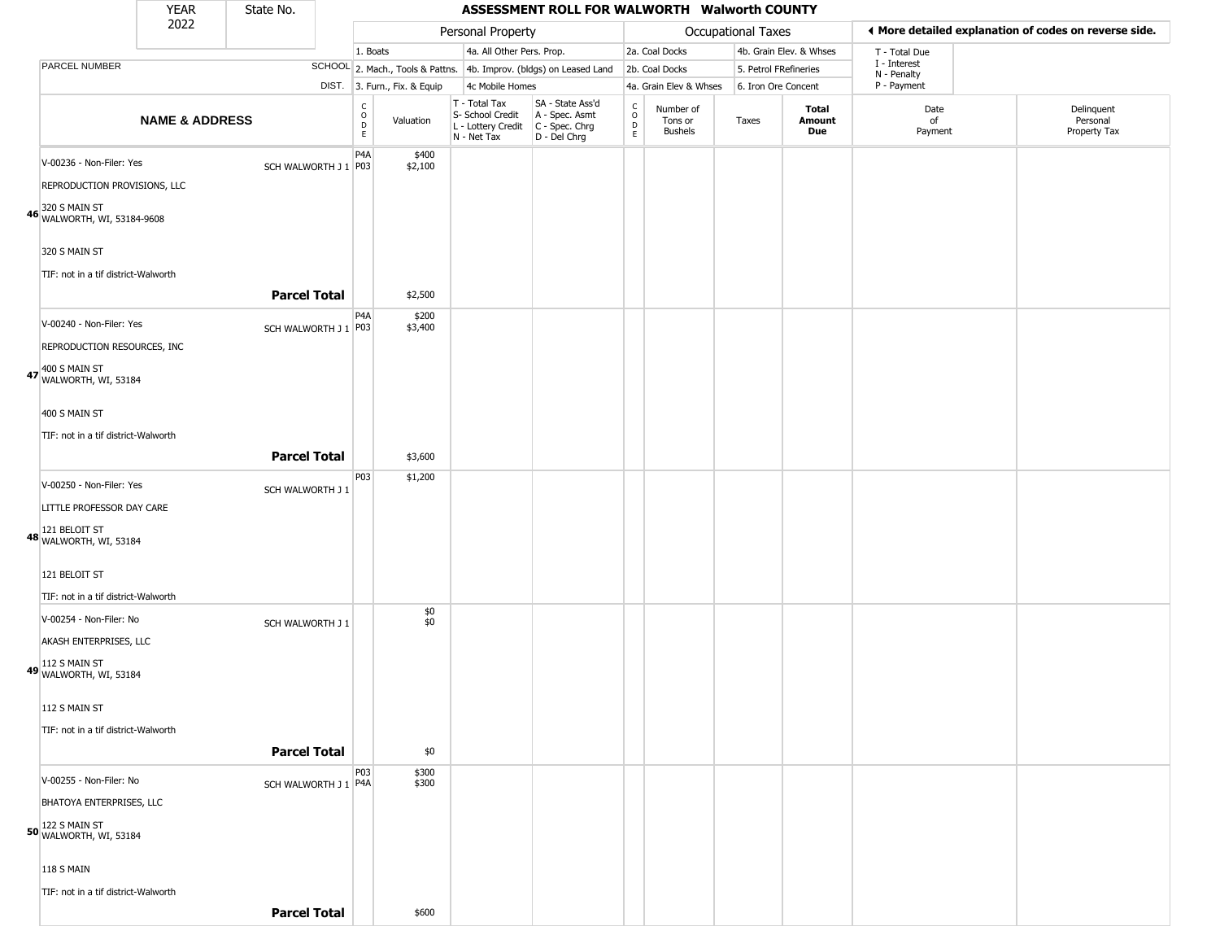| YEAR 2022 | State No. | ASSESSMENT ROLL FOR WALWORTH Walworth COUNTY |
|---|---|---|

| | | Personal Property | | | | Occupational Taxes | | | | ◀ More detailed explanation of codes on reverse side. | |
|---|---|---|---|---|---|---|---|---|---|---|---|
| PARCEL NUMBER | SCHOOL DIST. | 1. Boats / 2. Mach., Tools & Pattns. / 3. Furn., Fix. & Equip | | 4a. All Other Pers. Prop. / 4b. Improv. (bldgs) on Leased Land / 4c Mobile Homes | | 2a. Coal Docks / 2b. Coal Docks / 4a. Grain Elev & Whses | | 4b. Grain Elev. & Whses / 5. Petrol FRefineries / 6. Iron Ore Concent | | T - Total Due / I - Interest / N - Penalty / P - Payment | |
| **NAME & ADDRESS** | | CODE | Valuation | T - Total Tax / S- School Credit / L - Lottery Credit / N - Net Tax | SA - State Ass'd / A - Spec. Asmt / C - Spec. Chrg / D - Del Chrg | CODE | Number of Tons or Bushels | Taxes | **Total Amount Due** | Date of Payment | Delinquent Personal Property Tax |
| 46 V-00236 - Non-Filer: Yes<br>REPRODUCTION PROVISIONS, LLC<br>320 S MAIN ST<br>WALWORTH, WI, 53184-9608<br>320 S MAIN ST<br>TIF: not in a tif district-Walworth | SCH WALWORTH J 1 | P4A<br>P03 | $400<br>$2,100 | | | | | | | | |
| **Parcel Total** | | | $2,500 | | | | | | | | |
| 47 V-00240 - Non-Filer: Yes<br>REPRODUCTION RESOURCES, INC<br>400 S MAIN ST<br>WALWORTH, WI, 53184<br>400 S MAIN ST<br>TIF: not in a tif district-Walworth | SCH WALWORTH J 1 | P4A<br>P03 | $200<br>$3,400 | | | | | | | | |
| **Parcel Total** | | | $3,600 | | | | | | | | |
| 48 V-00250 - Non-Filer: Yes<br>LITTLE PROFESSOR DAY CARE<br>121 BELOIT ST<br>WALWORTH, WI, 53184<br>121 BELOIT ST<br>TIF: not in a tif district-Walworth | SCH WALWORTH J 1 | P03 | $1,200 | | | | | | | | |
| 49 V-00254 - Non-Filer: No<br>AKASH ENTERPRISES, LLC<br>112 S MAIN ST<br>WALWORTH, WI, 53184<br>112 S MAIN ST<br>TIF: not in a tif district-Walworth | SCH WALWORTH J 1 | | $0<br>$0 | | | | | | | | |
| **Parcel Total** | | | $0 | | | | | | | | |
| 50 V-00255 - Non-Filer: No<br>BHATOYA ENTERPRISES, LLC<br>122 S MAIN ST<br>WALWORTH, WI, 53184<br>118 S MAIN<br>TIF: not in a tif district-Walworth | SCH WALWORTH J 1 | P03<br>P4A | $300<br>$300 | | | | | | | | |
| **Parcel Total** | | | $600 | | | | | | | | |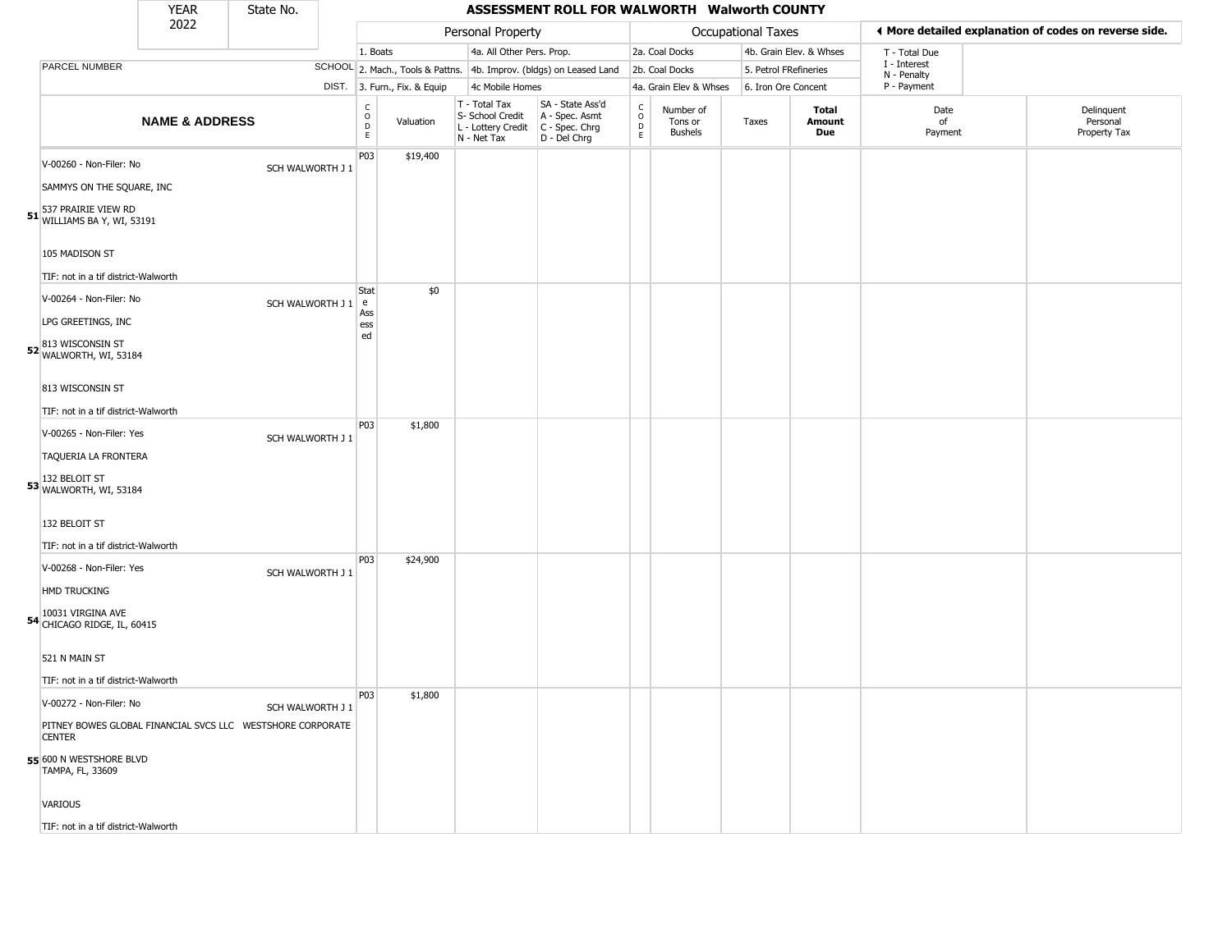| YEAR 2022 | State No. | | ASSESSMENT ROLL FOR WALWORTH Walworth COUNTY | | | | | | | | | |
|---|---|---|---|---|---|---|---|---|---|---|---|---|

| | | Personal Property | | | | Occupational Taxes | | | | ◀ More detailed explanation of codes on reverse side. | |
|---|---|---|---|---|---|---|---|---|---|---|---|
| | | 1. Boats | | 4a. All Other Pers. Prop. | | 2a. Coal Docks | | 4b. Grain Elev. & Whses | | T - Total Due | |
| PARCEL NUMBER | SCHOOL | 2. Mach., Tools & Pattns. | | 4b. Improv. (bldgs) on Leased Land | | 2b. Coal Docks | | 5. Petrol FRefineries | | I - Interest N - Penalty | |
| | DIST. | 3. Furn., Fix. & Equip | | 4c Mobile Homes | | 4a. Grain Elev & Whses | | 6. Iron Ore Concent | | P - Payment | |

| | NAME & ADDRESS | | CODE | Valuation | T - Total Tax S- School Credit L - Lottery Credit N - Net Tax | SA - State Ass'd A - Spec. Asmt C - Spec. Chrg D - Del Chrg | CODE | Number of Tons or Bushels | Taxes | Total Amount Due | Date of Payment | Delinquent Personal Property Tax |
|---|---|---|---|---|---|---|---|---|---|---|---|---|
| 51 | V-00260 - Non-Filer: No<br>SAMMYS ON THE SQUARE, INC<br>537 PRAIRIE VIEW RD<br>WILLIAMS BA Y, WI, 53191<br>105 MADISON ST<br>TIF: not in a tif district-Walworth | SCH WALWORTH J 1 | P03 | $19,400 | | | | | | | | |
| 52 | V-00264 - Non-Filer: No<br>LPG GREETINGS, INC<br>813 WISCONSIN ST<br>WALWORTH, WI, 53184<br>813 WISCONSIN ST<br>TIF: not in a tif district-Walworth | SCH WALWORTH J 1 | State Assessed | $0 | | | | | | | | |
| 53 | V-00265 - Non-Filer: Yes<br>TAQUERIA LA FRONTERA<br>132 BELOIT ST<br>WALWORTH, WI, 53184<br>132 BELOIT ST<br>TIF: not in a tif district-Walworth | SCH WALWORTH J 1 | P03 | $1,800 | | | | | | | | |
| 54 | V-00268 - Non-Filer: Yes<br>HMD TRUCKING<br>10031 VIRGINA AVE<br>CHICAGO RIDGE, IL, 60415<br>521 N MAIN ST<br>TIF: not in a tif district-Walworth | SCH WALWORTH J 1 | P03 | $24,900 | | | | | | | | |
| 55 | V-00272 - Non-Filer: No<br>PITNEY BOWES GLOBAL FINANCIAL SVCS LLC WESTSHORE CORPORATE CENTER<br>600 N WESTSHORE BLVD<br>TAMPA, FL, 33609<br>VARIOUS<br>TIF: not in a tif district-Walworth | SCH WALWORTH J 1 | P03 | $1,800 | | | | | | | | |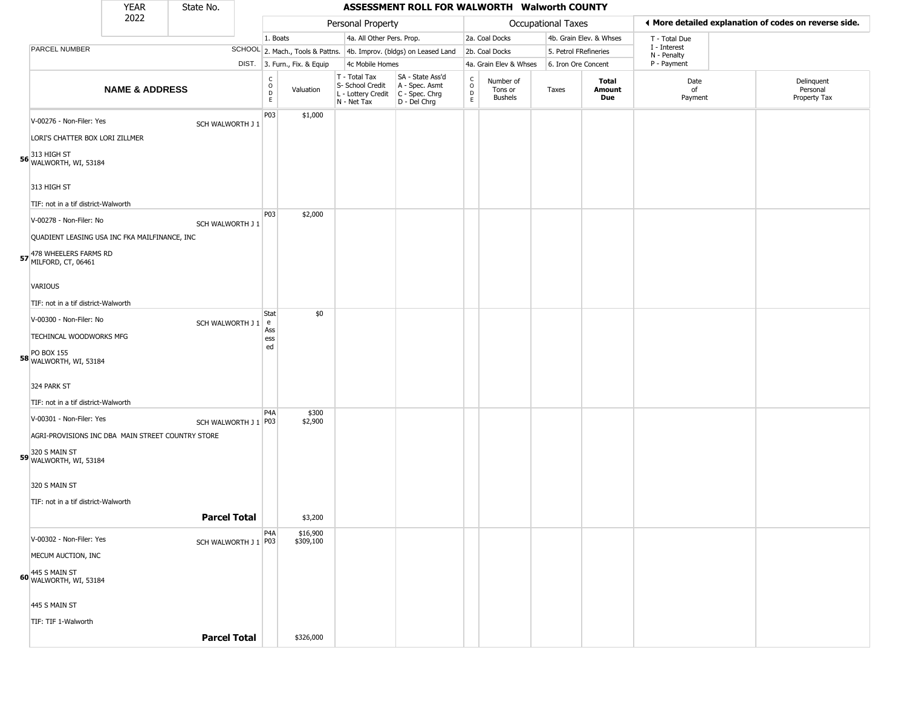| YEAR 2022 | State No. |
|---|---|

# ASSESSMENT ROLL FOR WALWORTH Walworth COUNTY

| | | Personal Property | | | | Occupational Taxes | | | | ◄ More detailed explanation of codes on reverse side. | |
|---|---|---|---|---|---|---|---|---|---|---|---|
| PARCEL NUMBER | SCHOOL DIST. | 1. Boats / 2. Mach., Tools & Pattns. / 3. Furn., Fix. & Equip | | 4a. All Other Pers. Prop. / 4b. Improv. (bldgs) on Leased Land / 4c Mobile Homes | | 2a. Coal Docks / 2b. Coal Docks / 4a. Grain Elev & Whses | | 4b. Grain Elev. & Whses / 5. Petrol FRefineries / 6. Iron Ore Concent | | T - Total Due / I - Interest / N - Penalty / P - Payment | |
| **NAME & ADDRESS** | | CODE | Valuation | T - Total Tax / S- School Credit / L - Lottery Credit / N - Net Tax | SA - State Ass'd / A - Spec. Asmt / C - Spec. Chrg / D - Del Chrg | CODE | Number of Tons or Bushels | Taxes | **Total Amount Due** | Date of Payment | Delinquent Personal Property Tax |
| **56** V-00276 - Non-Filer: Yes<br>LORI'S CHATTER BOX LORI ZILLMER<br>313 HIGH ST<br>WALWORTH, WI, 53184<br>313 HIGH ST<br>TIF: not in a tif district-Walworth | SCH WALWORTH J 1 | P03 | $1,000 | | | | | | | | |
| **57** V-00278 - Non-Filer: No<br>QUADIENT LEASING USA INC FKA MAILFINANCE, INC<br>478 WHEELERS FARMS RD<br>MILFORD, CT, 06461<br>VARIOUS<br>TIF: not in a tif district-Walworth | SCH WALWORTH J 1 | P03 | $2,000 | | | | | | | | |
| **58** V-00300 - Non-Filer: No<br>TECHINCAL WOODWORKS MFG<br>PO BOX 155<br>WALWORTH, WI, 53184<br>324 PARK ST<br>TIF: not in a tif district-Walworth | SCH WALWORTH J 1 | State Assessed | $0 | | | | | | | | |
| **59** V-00301 - Non-Filer: Yes<br>AGRI-PROVISIONS INC DBA MAIN STREET COUNTRY STORE<br>320 S MAIN ST<br>WALWORTH, WI, 53184<br>320 S MAIN ST<br>TIF: not in a tif district-Walworth | SCH WALWORTH J 1 | P4A<br>P03 | $300<br>$2,900 | | | | | | | | |
| **Parcel Total** | | | $3,200 | | | | | | | | |
| **60** V-00302 - Non-Filer: Yes<br>MECUM AUCTION, INC<br>445 S MAIN ST<br>WALWORTH, WI, 53184<br>445 S MAIN ST<br>TIF: TIF 1-Walworth | SCH WALWORTH J 1 | P4A<br>P03 | $16,900<br>$309,100 | | | | | | | | |
| **Parcel Total** | | | $326,000 | | | | | | | | |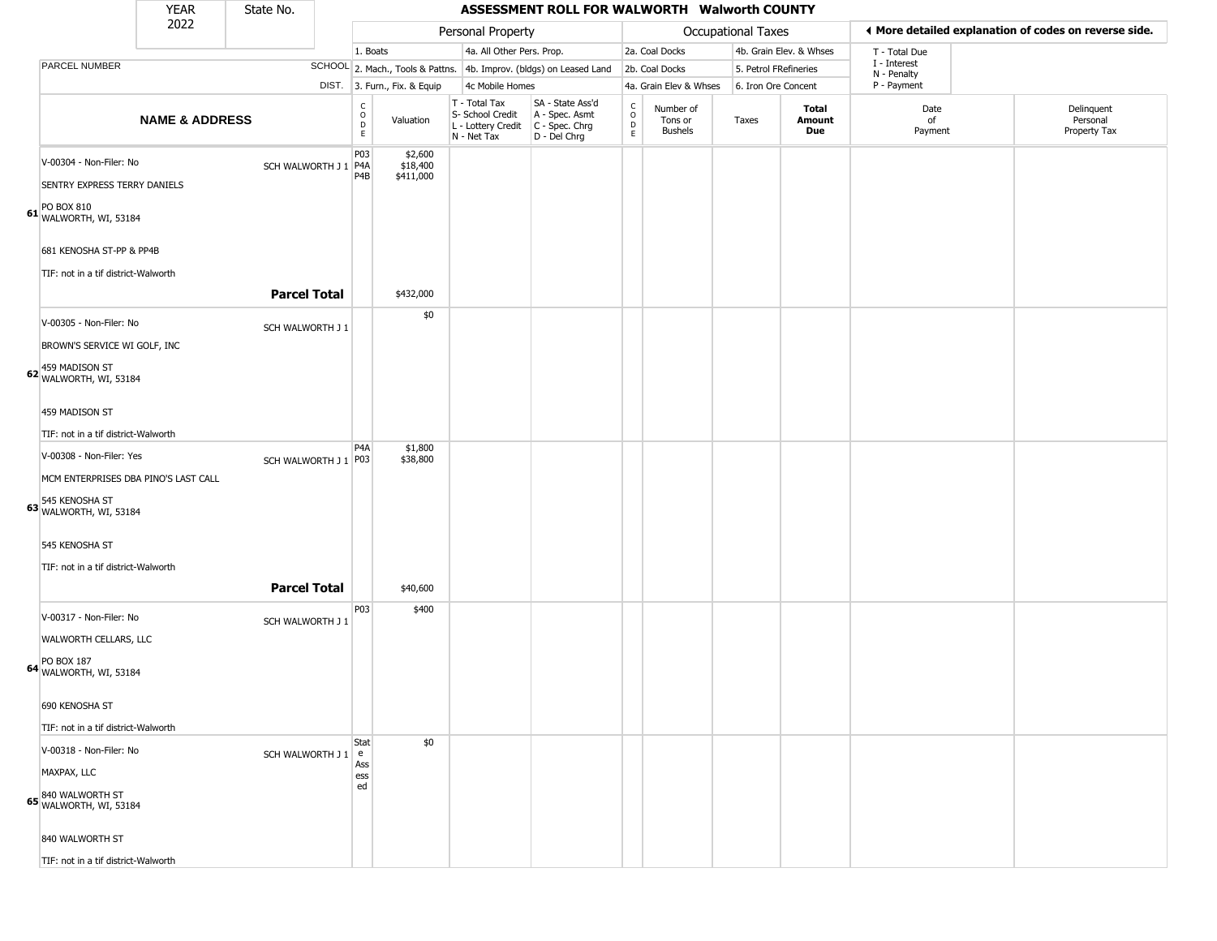# ASSESSMENT ROLL FOR WALWORTH Walworth COUNTY

YEAR 2022 | State No.

◄ More detailed explanation of codes on reverse side.

| | | Personal Property | | | | Occupational Taxes | | | | | |
|---|---|---|---|---|---|---|---|---|---|---|---|
| PARCEL NUMBER | SCHOOL DIST. | 1. Boats / 2. Mach., Tools & Pattns. / 3. Furn., Fix. & Equip | | 4a. All Other Pers. Prop. / 4b. Improv. (bldgs) on Leased Land / 4c Mobile Homes | | 2a. Coal Docks / 2b. Coal Docks / 4a. Grain Elev & Whses | | 4b. Grain Elev. & Whses / 5. Petrol FRefineries / 6. Iron Ore Concent | | T - Total Due / I - Interest / N - Penalty / P - Payment | |
| **NAME & ADDRESS** | | CODE | Valuation | T - Total Tax / S- School Credit / L - Lottery Credit / N - Net Tax | SA - State Ass'd / A - Spec. Asmt / C - Spec. Chrg / D - Del Chrg | CODE | Number of Tons or Bushels | Taxes | **Total Amount Due** | Date of Payment | Delinquent Personal Property Tax |
| **61** V-00304 - Non-Filer: No<br>SENTRY EXPRESS TERRY DANIELS<br>PO BOX 810<br>WALWORTH, WI, 53184<br>681 KENOSHA ST-PP & PP4B<br>TIF: not in a tif district-Walworth | SCH WALWORTH J 1 | P03<br>P4A<br>P4B | $2,600<br>$18,400<br>$411,000 | | | | | | | | |
| | **Parcel Total** | | $432,000 | | | | | | | | |
| **62** V-00305 - Non-Filer: No<br>BROWN'S SERVICE WI GOLF, INC<br>459 MADISON ST<br>WALWORTH, WI, 53184<br>459 MADISON ST<br>TIF: not in a tif district-Walworth | SCH WALWORTH J 1 | | $0 | | | | | | | | |
| **63** V-00308 - Non-Filer: Yes<br>MCM ENTERPRISES DBA PINO'S LAST CALL<br>545 KENOSHA ST<br>WALWORTH, WI, 53184<br>545 KENOSHA ST<br>TIF: not in a tif district-Walworth | SCH WALWORTH J 1 | P4A<br>P03 | $1,800<br>$38,800 | | | | | | | | |
| | **Parcel Total** | | $40,600 | | | | | | | | |
| **64** V-00317 - Non-Filer: No<br>WALWORTH CELLARS, LLC<br>PO BOX 187<br>WALWORTH, WI, 53184<br>690 KENOSHA ST<br>TIF: not in a tif district-Walworth | SCH WALWORTH J 1 | P03 | $400 | | | | | | | | |
| **65** V-00318 - Non-Filer: No<br>MAXPAX, LLC<br>840 WALWORTH ST<br>WALWORTH, WI, 53184<br>840 WALWORTH ST<br>TIF: not in a tif district-Walworth | SCH WALWORTH J 1 | State Assessed | $0 | | | | | | | | |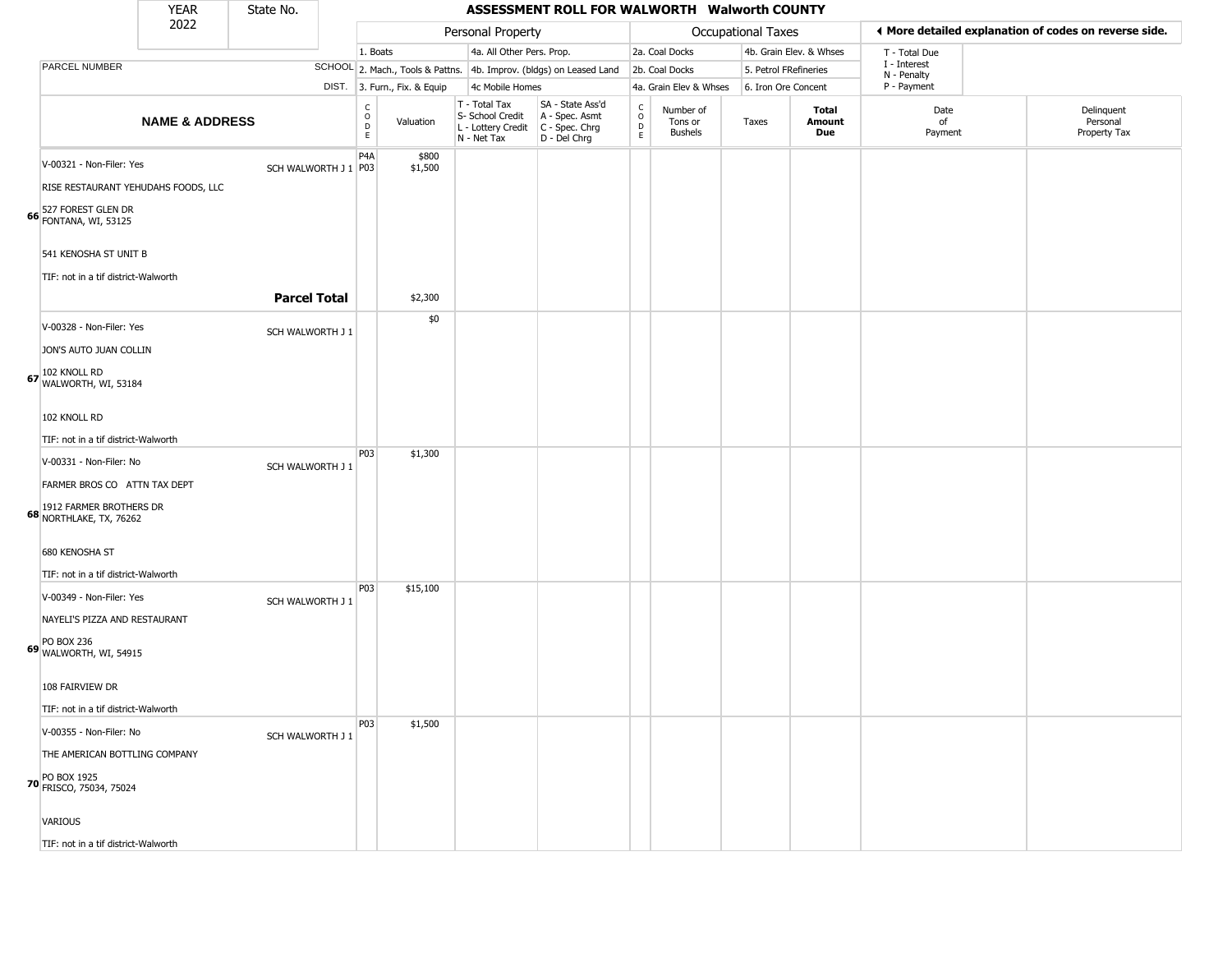# ASSESSMENT ROLL FOR WALWORTH Walworth COUNTY

YEAR 2022 | State No.

| | | Personal Property | | | | Occupational Taxes | | | | ◄ More detailed explanation of codes on reverse side. | |
|---|---|---|---|---|---|---|---|---|---|---|---|
| | | 1. Boats | | 4a. All Other Pers. Prop. | | 2a. Coal Docks | | 4b. Grain Elev. & Whses | | T - Total Due | |
| PARCEL NUMBER | SCHOOL | 2. Mach., Tools & Pattns. | | 4b. Improv. (bldgs) on Leased Land | | 2b. Coal Docks | | 5. Petrol FRefineries | | I - Interest, N - Penalty | |
| | DIST. | 3. Furn., Fix. & Equip | | 4c Mobile Homes | | 4a. Grain Elev & Whses | | 6. Iron Ore Concent | | P - Payment | |

| | NAME & ADDRESS | SCHOOL DIST. | CODE | Valuation | T - Total Tax, S- School Credit, L - Lottery Credit, N - Net Tax | SA - State Ass'd, A - Spec. Asmt, C - Spec. Chrg, D - Del Chrg | CODE | Number of Tons or Bushels | Taxes | Total Amount Due | Date of Payment | Delinquent Personal Property Tax |
|---|---|---|---|---|---|---|---|---|---|---|---|---|
| 66 | V-00321 - Non-Filer: Yes<br>RISE RESTAURANT YEHUDAHS FOODS, LLC<br>527 FOREST GLEN DR<br>FONTANA, WI, 53125<br>541 KENOSHA ST UNIT B<br>TIF: not in a tif district-Walworth | SCH WALWORTH J 1 | P4A<br>P03 | $800<br>$1,500 | | | | | | | | |
| | **Parcel Total** | | | $2,300 | | | | | | | | |
| 67 | V-00328 - Non-Filer: Yes<br>JON'S AUTO JUAN COLLIN<br>102 KNOLL RD<br>WALWORTH, WI, 53184<br>102 KNOLL RD<br>TIF: not in a tif district-Walworth | SCH WALWORTH J 1 | | $0 | | | | | | | | |
| 68 | V-00331 - Non-Filer: No<br>FARMER BROS CO ATTN TAX DEPT<br>1912 FARMER BROTHERS DR<br>NORTHLAKE, TX, 76262<br>680 KENOSHA ST<br>TIF: not in a tif district-Walworth | SCH WALWORTH J 1 | P03 | $1,300 | | | | | | | | |
| 69 | V-00349 - Non-Filer: Yes<br>NAYELI'S PIZZA AND RESTAURANT<br>PO BOX 236<br>WALWORTH, WI, 54915<br>108 FAIRVIEW DR<br>TIF: not in a tif district-Walworth | SCH WALWORTH J 1 | P03 | $15,100 | | | | | | | | |
| 70 | V-00355 - Non-Filer: No<br>THE AMERICAN BOTTLING COMPANY<br>PO BOX 1925<br>FRISCO, 75034, 75024<br>VARIOUS<br>TIF: not in a tif district-Walworth | SCH WALWORTH J 1 | P03 | $1,500 | | | | | | | | |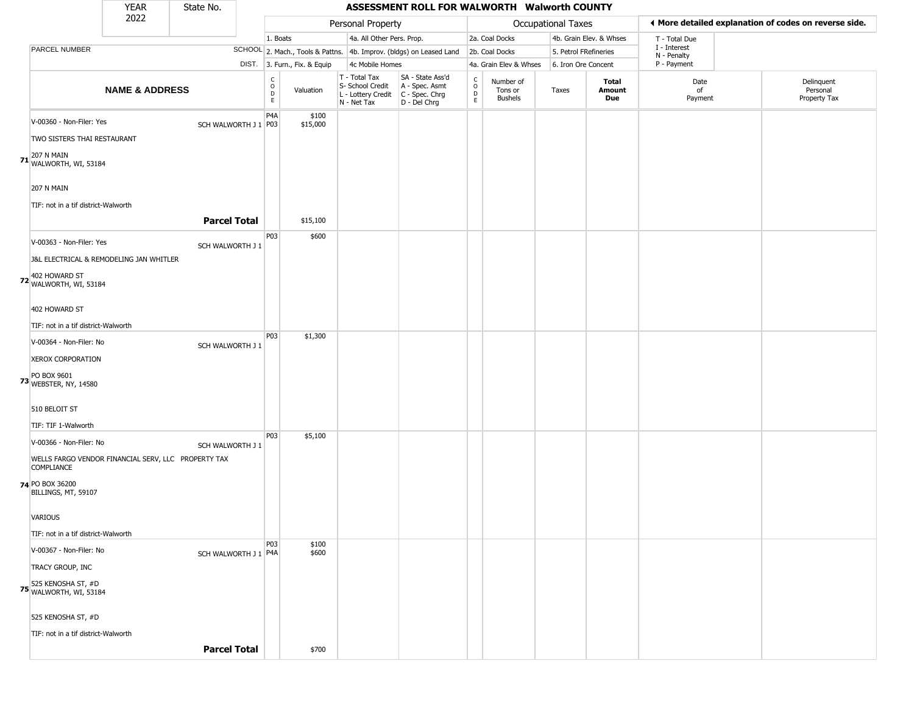YEAR 2022 | State No.

# ASSESSMENT ROLL FOR WALWORTH Walworth COUNTY

| PARCEL NUMBER / NAME & ADDRESS | SCHOOL DIST. | Personal Property CODE | Valuation | T - Total Tax, S- School Credit, L - Lottery Credit, N - Net Tax | SA - State Ass'd, A - Spec. Asmt, C - Spec. Chrg, D - Del Chrg | Occupational Taxes CODE | Number of Tons or Bushels | Taxes | Total Amount Due | Date of Payment | Delinquent Personal Property Tax |
|---|---|---|---|---|---|---|---|---|---|---|---|
| **71** V-00360 - Non-Filer: Yes<br>TWO SISTERS THAI RESTAURANT<br>207 N MAIN<br>WALWORTH, WI, 53184<br>207 N MAIN<br>TIF: not in a tif district-Walworth | SCH WALWORTH J 1 | P4A<br>P03 | $100<br>$15,000 | | | | | | | | |
| **Parcel Total** | | | $15,100 | | | | | | | | |
| **72** V-00363 - Non-Filer: Yes<br>J&L ELECTRICAL & REMODELING JAN WHITLER<br>402 HOWARD ST<br>WALWORTH, WI, 53184<br>402 HOWARD ST<br>TIF: not in a tif district-Walworth | SCH WALWORTH J 1 | P03 | $600 | | | | | | | | |
| **73** V-00364 - Non-Filer: No<br>XEROX CORPORATION<br>PO BOX 9601<br>WEBSTER, NY, 14580<br>510 BELOIT ST<br>TIF: TIF 1-Walworth | SCH WALWORTH J 1 | P03 | $1,300 | | | | | | | | |
| **74** V-00366 - Non-Filer: No<br>WELLS FARGO VENDOR FINANCIAL SERV, LLC PROPERTY TAX COMPLIANCE<br>PO BOX 36200<br>BILLINGS, MT, 59107<br>VARIOUS<br>TIF: not in a tif district-Walworth | SCH WALWORTH J 1 | P03 | $5,100 | | | | | | | | |
| **75** V-00367 - Non-Filer: No<br>TRACY GROUP, INC<br>525 KENOSHA ST, #D<br>WALWORTH, WI, 53184<br>525 KENOSHA ST, #D<br>TIF: not in a tif district-Walworth | SCH WALWORTH J 1 | P03<br>P4A | $100<br>$600 | | | | | | | | |
| **Parcel Total** | | | $700 | | | | | | | | |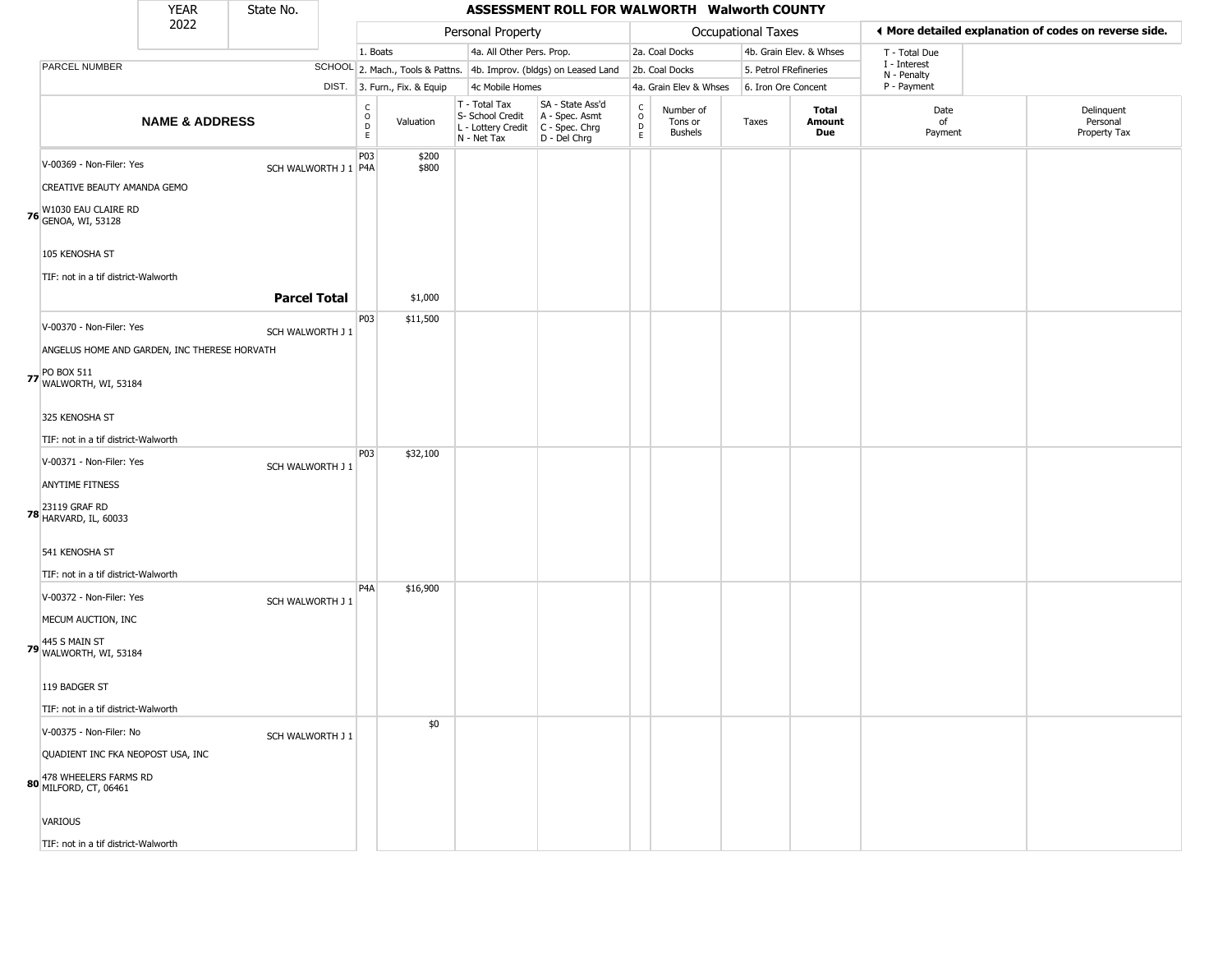| YEAR 2022 | State No. | ASSESSMENT ROLL FOR WALWORTH Walworth COUNTY |
|---|---|---|

| | | Personal Property | | | | Occupational Taxes | | | | ◀ More detailed explanation of codes on reverse side. | |
|---|---|---|---|---|---|---|---|---|---|---|---|
| | | 1. Boats | | 4a. All Other Pers. Prop. | | 2a. Coal Docks | | 4b. Grain Elev. & Whses | | T - Total Due | |
| PARCEL NUMBER | SCHOOL | 2. Mach., Tools & Pattns. | | 4b. Improv. (bldgs) on Leased Land | | 2b. Coal Docks | | 5. Petrol FRefineries | | I - Interest<br>N - Penalty | |
| | DIST. | 3. Furn., Fix. & Equip | | 4c Mobile Homes | | 4a. Grain Elev & Whses | | 6. Iron Ore Concent | | P - Payment | |
| NAME & ADDRESS | | CODE | Valuation | T - Total Tax<br>S- School Credit<br>L - Lottery Credit<br>N - Net Tax | SA - State Ass'd<br>A - Spec. Asmt<br>C - Spec. Chrg<br>D - Del Chrg | CODE | Number of Tons or Bushels | Taxes | Total Amount Due | Date of Payment | Delinquent Personal Property Tax |
| 76 V-00369 - Non-Filer: Yes<br>CREATIVE BEAUTY AMANDA GEMO<br>W1030 EAU CLAIRE RD<br>GENOA, WI, 53128<br>105 KENOSHA ST<br>TIF: not in a tif district-Walworth | SCH WALWORTH J 1 | P03<br>P4A | $200<br>$800 | | | | | | | | |
| **Parcel Total** | | | $1,000 | | | | | | | | |
| 77 V-00370 - Non-Filer: Yes<br>ANGELUS HOME AND GARDEN, INC THERESE HORVATH<br>PO BOX 511<br>WALWORTH, WI, 53184<br>325 KENOSHA ST<br>TIF: not in a tif district-Walworth | SCH WALWORTH J 1 | P03 | $11,500 | | | | | | | | |
| 78 V-00371 - Non-Filer: Yes<br>ANYTIME FITNESS<br>23119 GRAF RD<br>HARVARD, IL, 60033<br>541 KENOSHA ST<br>TIF: not in a tif district-Walworth | SCH WALWORTH J 1 | P03 | $32,100 | | | | | | | | |
| 79 V-00372 - Non-Filer: Yes<br>MECUM AUCTION, INC<br>445 S MAIN ST<br>WALWORTH, WI, 53184<br>119 BADGER ST<br>TIF: not in a tif district-Walworth | SCH WALWORTH J 1 | P4A | $16,900 | | | | | | | | |
| 80 V-00375 - Non-Filer: No<br>QUADIENT INC FKA NEOPOST USA, INC<br>478 WHEELERS FARMS RD<br>MILFORD, CT, 06461<br>VARIOUS<br>TIF: not in a tif district-Walworth | SCH WALWORTH J 1 | | $0 | | | | | | | | |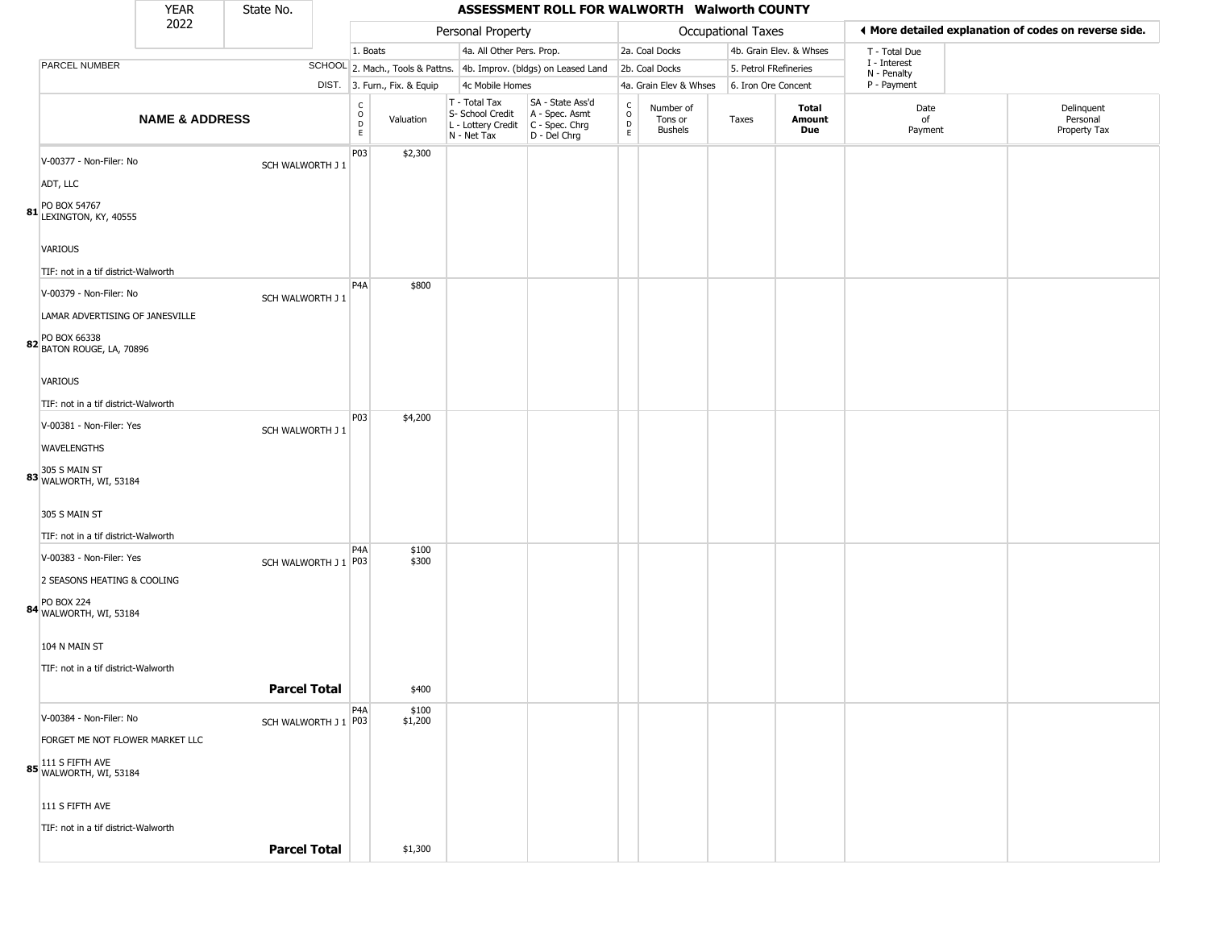| YEAR 2022 | State No. |
|---|---|

# ASSESSMENT ROLL FOR WALWORTH Walworth COUNTY

| | | Personal Property | | | | Occupational Taxes | | | | ◄ More detailed explanation of codes on reverse side. | |
|---|---|---|---|---|---|---|---|---|---|---|---|
| PARCEL NUMBER | SCHOOL DIST. | 1. Boats<br>2. Mach., Tools & Pattns.<br>3. Furn., Fix. & Equip | | 4a. All Other Pers. Prop.<br>4b. Improv. (bldgs) on Leased Land<br>4c Mobile Homes | | 2a. Coal Docks<br>2b. Coal Docks<br>4a. Grain Elev & Whses | | 4b. Grain Elev. & Whses<br>5. Petrol FRefineries<br>6. Iron Ore Concent | | T - Total Due<br>I - Interest<br>N - Penalty<br>P - Payment | |
| **NAME & ADDRESS** | | CODE | Valuation | T - Total Tax<br>S- School Credit<br>L - Lottery Credit<br>N - Net Tax | SA - State Ass'd<br>A - Spec. Asmt<br>C - Spec. Chrg<br>D - Del Chrg | CODE | Number of Tons or Bushels | Taxes | **Total Amount Due** | Date of Payment | Delinquent Personal Property Tax |
| **81** V-00377 - Non-Filer: No<br>ADT, LLC<br>PO BOX 54767<br>LEXINGTON, KY, 40555<br>VARIOUS<br>TIF: not in a tif district-Walworth | SCH WALWORTH J 1 | P03 | $2,300 | | | | | | | | |
| **82** V-00379 - Non-Filer: No<br>LAMAR ADVERTISING OF JANESVILLE<br>PO BOX 66338<br>BATON ROUGE, LA, 70896<br>VARIOUS<br>TIF: not in a tif district-Walworth | SCH WALWORTH J 1 | P4A | $800 | | | | | | | | |
| **83** V-00381 - Non-Filer: Yes<br>WAVELENGTHS<br>305 S MAIN ST<br>WALWORTH, WI, 53184<br>305 S MAIN ST<br>TIF: not in a tif district-Walworth | SCH WALWORTH J 1 | P03 | $4,200 | | | | | | | | |
| **84** V-00383 - Non-Filer: Yes<br>2 SEASONS HEATING & COOLING<br>PO BOX 224<br>WALWORTH, WI, 53184<br>104 N MAIN ST<br>TIF: not in a tif district-Walworth | SCH WALWORTH J 1 | P4A<br>P03 | $100<br>$300 | | | | | | | | |
| | **Parcel Total** | | $400 | | | | | | | | |
| **85** V-00384 - Non-Filer: No<br>FORGET ME NOT FLOWER MARKET LLC<br>111 S FIFTH AVE<br>WALWORTH, WI, 53184<br>111 S FIFTH AVE<br>TIF: not in a tif district-Walworth | SCH WALWORTH J 1 | P4A<br>P03 | $100<br>$1,200 | | | | | | | | |
| | **Parcel Total** | | $1,300 | | | | | | | | |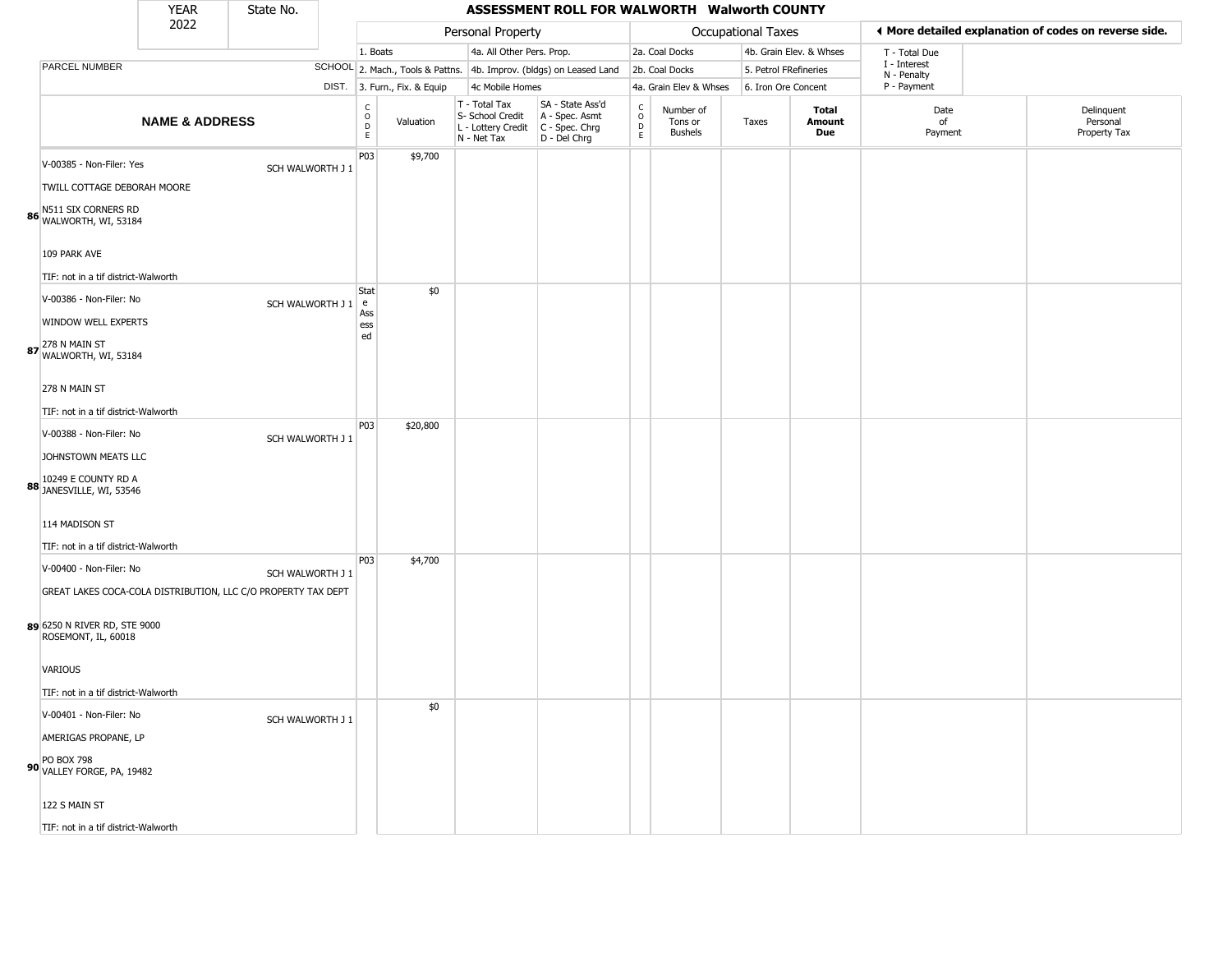| YEAR 2022 | State No. | | ASSESSMENT ROLL FOR WALWORTH Walworth COUNTY | | | | | | | | | |
|---|---|---|---|---|---|---|---|---|---|---|---|---|

| | | Personal Property | | | | Occupational Taxes | | | | ◄ More detailed explanation of codes on reverse side. | |
|---|---|---|---|---|---|---|---|---|---|---|---|
| PARCEL NUMBER | SCHOOL DIST. | 1. Boats<br>2. Mach., Tools & Pattns.<br>3. Furn., Fix. & Equip | | 4a. All Other Pers. Prop.<br>4b. Improv. (bldgs) on Leased Land<br>4c Mobile Homes | | 2a. Coal Docks<br>2b. Coal Docks<br>4a. Grain Elev & Whses | | 4b. Grain Elev. & Whses<br>5. Petrol FRefineries<br>6. Iron Ore Concent | | T - Total Due<br>I - Interest<br>N - Penalty<br>P - Payment | |
| **NAME & ADDRESS** | | CODE | Valuation | T - Total Tax<br>S- School Credit<br>L - Lottery Credit<br>N - Net Tax | SA - State Ass'd<br>A - Spec. Asmt<br>C - Spec. Chrg<br>D - Del Chrg | CODE | Number of Tons or Bushels | Taxes | **Total Amount Due** | Date of Payment | Delinquent Personal Property Tax |
| **86** V-00385 - Non-Filer: Yes<br>TWILL COTTAGE DEBORAH MOORE<br>N511 SIX CORNERS RD<br>WALWORTH, WI, 53184<br>109 PARK AVE<br>TIF: not in a tif district-Walworth | SCH WALWORTH J 1 | P03 | $9,700 | | | | | | | | |
| **87** V-00386 - Non-Filer: No<br>WINDOW WELL EXPERTS<br>278 N MAIN ST<br>WALWORTH, WI, 53184<br>278 N MAIN ST<br>TIF: not in a tif district-Walworth | SCH WALWORTH J 1 | State Assessed | $0 | | | | | | | | |
| **88** V-00388 - Non-Filer: No<br>JOHNSTOWN MEATS LLC<br>10249 E COUNTY RD A<br>JANESVILLE, WI, 53546<br>114 MADISON ST<br>TIF: not in a tif district-Walworth | SCH WALWORTH J 1 | P03 | $20,800 | | | | | | | | |
| **89** V-00400 - Non-Filer: No<br>GREAT LAKES COCA-COLA DISTRIBUTION, LLC C/O PROPERTY TAX DEPT<br>6250 N RIVER RD, STE 9000<br>ROSEMONT, IL, 60018<br>VARIOUS<br>TIF: not in a tif district-Walworth | SCH WALWORTH J 1 | P03 | $4,700 | | | | | | | | |
| **90** V-00401 - Non-Filer: No<br>AMERIGAS PROPANE, LP<br>PO BOX 798<br>VALLEY FORGE, PA, 19482<br>122 S MAIN ST<br>TIF: not in a tif district-Walworth | SCH WALWORTH J 1 | | $0 | | | | | | | | |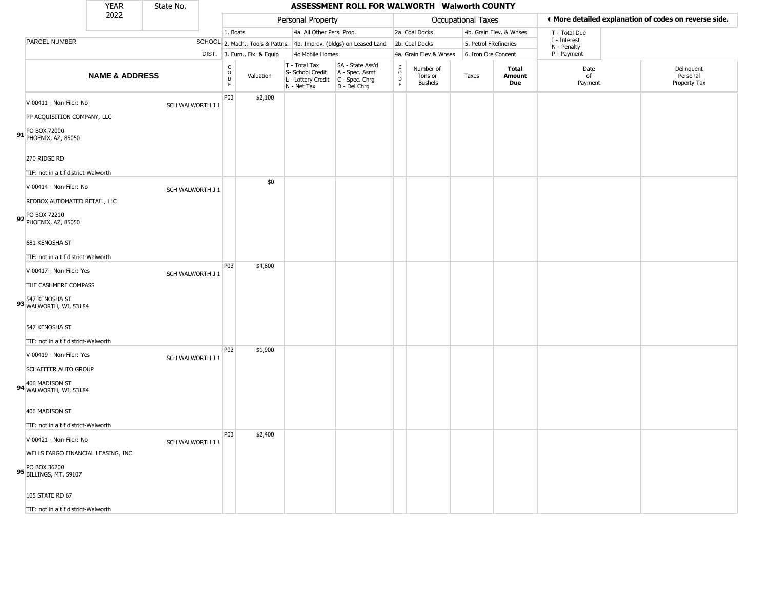| YEAR 2022 | State No. | | ASSESSMENT ROLL FOR WALWORTH Walworth COUNTY | | | | | | | | | |
|---|---|---|---|---|---|---|---|---|---|---|---|---|
| | | | Personal Property | | | | Occupational Taxes | | | | ◄ More detailed explanation of codes on reverse side. | |
| | | | 1. Boats | | 4a. All Other Pers. Prop. | | 2a. Coal Docks | | 4b. Grain Elev. & Whses | | T - Total Due | |
| PARCEL NUMBER | SCHOOL | | 2. Mach., Tools & Pattns. | | 4b. Improv. (bldgs) on Leased Land | | 2b. Coal Docks | | 5. Petrol FRefineries | | I - Interest N - Penalty | |
| | DIST. | | 3. Furn., Fix. & Equip | | 4c Mobile Homes | | 4a. Grain Elev & Whses | | 6. Iron Ore Concent | | P - Payment | |
| NAME & ADDRESS | | CODE | Valuation | T - Total Tax S- School Credit L - Lottery Credit N - Net Tax | SA - State Ass'd A - Spec. Asmt C - Spec. Chrg D - Del Chrg | CODE | Number of Tons or Bushels | Taxes | Total Amount Due | Date of Payment | Delinquent Personal Property Tax | |
| 91 V-00411 - Non-Filer: No<br>PP ACQUISITION COMPANY, LLC<br>PO BOX 72000<br>PHOENIX, AZ, 85050<br><br>270 RIDGE RD<br><br>TIF: not in a tif district-Walworth | SCH WALWORTH J 1 | P03 | $2,100 | | | | | | | | | |
| 92 V-00414 - Non-Filer: No<br>REDBOX AUTOMATED RETAIL, LLC<br>PO BOX 72210<br>PHOENIX, AZ, 85050<br><br>681 KENOSHA ST<br><br>TIF: not in a tif district-Walworth | SCH WALWORTH J 1 | | $0 | | | | | | | | | |
| 93 V-00417 - Non-Filer: Yes<br>THE CASHMERE COMPASS<br>547 KENOSHA ST<br>WALWORTH, WI, 53184<br><br>547 KENOSHA ST<br><br>TIF: not in a tif district-Walworth | SCH WALWORTH J 1 | P03 | $4,800 | | | | | | | | | |
| 94 V-00419 - Non-Filer: Yes<br>SCHAEFFER AUTO GROUP<br>406 MADISON ST<br>WALWORTH, WI, 53184<br><br>406 MADISON ST<br><br>TIF: not in a tif district-Walworth | SCH WALWORTH J 1 | P03 | $1,900 | | | | | | | | | |
| 95 V-00421 - Non-Filer: No<br>WELLS FARGO FINANCIAL LEASING, INC<br>PO BOX 36200<br>BILLINGS, MT, 59107<br><br>105 STATE RD 67<br><br>TIF: not in a tif district-Walworth | SCH WALWORTH J 1 | P03 | $2,400 | | | | | | | | | |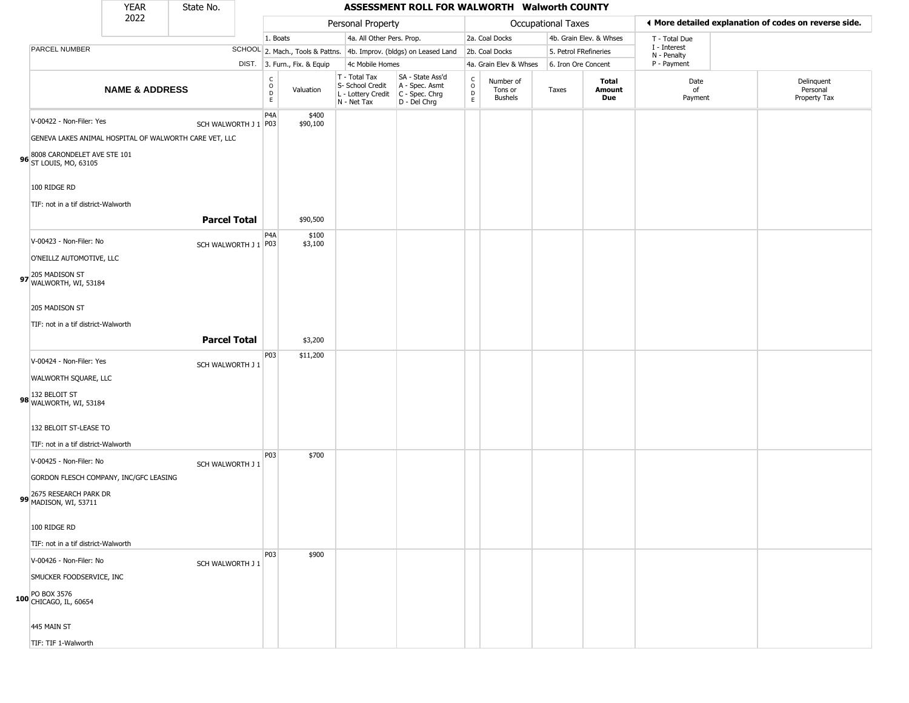# ASSESSMENT ROLL FOR WALWORTH Walworth COUNTY

YEAR 2022 | State No.

| | | Personal Property | | | | Occupational Taxes | | | | ◀ More detailed explanation of codes on reverse side. | |
|---|---|---|---|---|---|---|---|---|---|---|---|
| PARCEL NUMBER | SCHOOL DIST. | 1. Boats<br>2. Mach., Tools & Pattns.<br>3. Furn., Fix. & Equip | | 4a. All Other Pers. Prop.<br>4b. Improv. (bldgs) on Leased Land<br>4c Mobile Homes | | 2a. Coal Docks<br>2b. Coal Docks<br>4a. Grain Elev & Whses | | 4b. Grain Elev. & Whses<br>5. Petrol FRefineries<br>6. Iron Ore Concent | | T - Total Due<br>I - Interest<br>N - Penalty<br>P - Payment | |
| **NAME & ADDRESS** | | CODE | Valuation | T - Total Tax<br>S- School Credit<br>L - Lottery Credit<br>N - Net Tax | SA - State Ass'd<br>A - Spec. Asmt<br>C - Spec. Chrg<br>D - Del Chrg | CODE | Number of Tons or Bushels | Taxes | **Total Amount Due** | Date of Payment | Delinquent Personal Property Tax |
| 96 V-00422 - Non-Filer: Yes<br>GENEVA LAKES ANIMAL HOSPITAL OF WALWORTH CARE VET, LLC<br>8008 CARONDELET AVE STE 101<br>ST LOUIS, MO, 63105<br>100 RIDGE RD<br>TIF: not in a tif district-Walworth | SCH WALWORTH J 1 | P4A<br>P03 | $400<br>$90,100 | | | | | | | | |
| **Parcel Total** | | | $90,500 | | | | | | | | |
| 97 V-00423 - Non-Filer: No<br>O'NEILLZ AUTOMOTIVE, LLC<br>205 MADISON ST<br>WALWORTH, WI, 53184<br>205 MADISON ST<br>TIF: not in a tif district-Walworth | SCH WALWORTH J 1 | P4A<br>P03 | $100<br>$3,100 | | | | | | | | |
| **Parcel Total** | | | $3,200 | | | | | | | | |
| 98 V-00424 - Non-Filer: Yes<br>WALWORTH SQUARE, LLC<br>132 BELOIT ST<br>WALWORTH, WI, 53184<br>132 BELOIT ST-LEASE TO<br>TIF: not in a tif district-Walworth | SCH WALWORTH J 1 | P03 | $11,200 | | | | | | | | |
| 99 V-00425 - Non-Filer: No<br>GORDON FLESCH COMPANY, INC/GFC LEASING<br>2675 RESEARCH PARK DR<br>MADISON, WI, 53711<br>100 RIDGE RD<br>TIF: not in a tif district-Walworth | SCH WALWORTH J 1 | P03 | $700 | | | | | | | | |
| 100 V-00426 - Non-Filer: No<br>SMUCKER FOODSERVICE, INC<br>PO BOX 3576<br>CHICAGO, IL, 60654<br>445 MAIN ST<br>TIF: TIF 1-Walworth | SCH WALWORTH J 1 | P03 | $900 | | | | | | | | |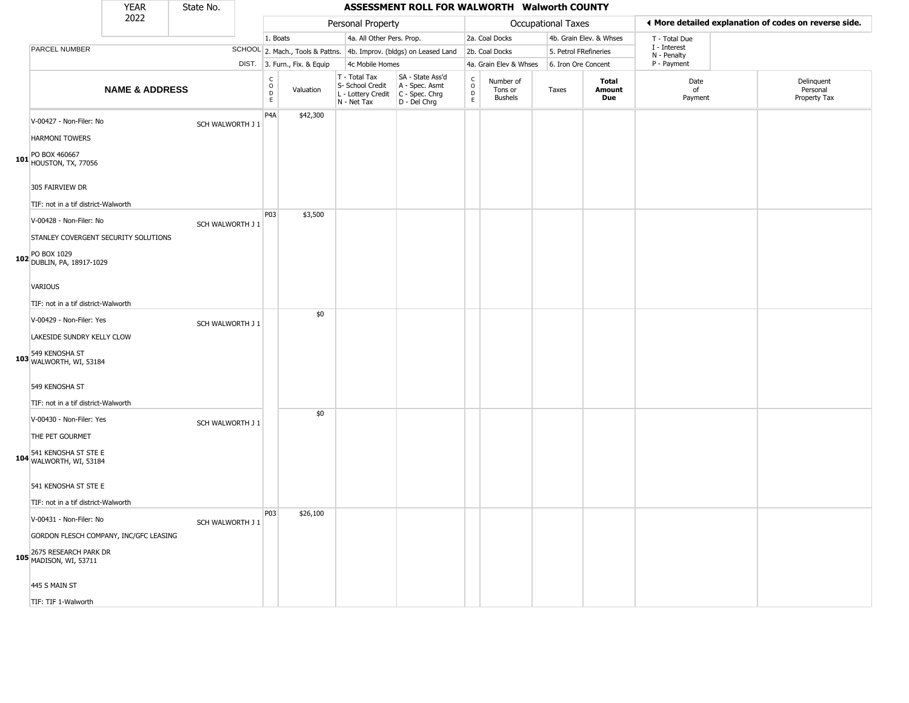| YEAR | State No. | ASSESSMENT ROLL FOR WALWORTH Walworth COUNTY |
|---|---|---|
| 2022 | | |

| | | Personal Property | | | | | | Occupational Taxes | | | | ◀ More detailed explanation of codes on reverse side. | |
|---|---|---|---|---|---|---|---|---|---|---|---|---|---|
| | | 1. Boats | | 4a. All Other Pers. Prop. | | | 2a. Coal Docks | | 4b. Grain Elev. & Whses | | | T - Total Due | |
| PARCEL NUMBER | SCHOOL | 2. Mach., Tools & Pattns. | | 4b. Improv. (bldgs) on Leased Land | | | 2b. Coal Docks | | 5. Petrol FRefineries | | | I - Interest<br>N - Penalty | |
| | DIST. | 3. Furn., Fix. & Equip | | 4c Mobile Homes | | | 4a. Grain Elev & Whses | | 6. Iron Ore Concent | | | P - Payment | |
| **NAME & ADDRESS** | | CODE | Valuation | T - Total Tax<br>S- School Credit<br>L - Lottery Credit<br>N - Net Tax | SA - State Ass'd<br>A - Spec. Asmt<br>C - Spec. Chrg<br>D - Del Chrg | CODE | Number of Tons or Bushels | Taxes | **Total Amount Due** | | | Date of Payment | Delinquent Personal Property Tax |
| 101 V-00427 - Non-Filer: No<br>HARMONI TOWERS<br>PO BOX 460667<br>HOUSTON, TX, 77056<br>305 FAIRVIEW DR<br>TIF: not in a tif district-Walworth | SCH WALWORTH J 1 | P4A | $42,300 | | | | | | | | | | |
| 102 V-00428 - Non-Filer: No<br>STANLEY COVERGENT SECURITY SOLUTIONS<br>PO BOX 1029<br>DUBLIN, PA, 18917-1029<br>VARIOUS<br>TIF: not in a tif district-Walworth | SCH WALWORTH J 1 | P03 | $3,500 | | | | | | | | | | |
| 103 V-00429 - Non-Filer: Yes<br>LAKESIDE SUNDRY KELLY CLOW<br>549 KENOSHA ST<br>WALWORTH, WI, 53184<br>549 KENOSHA ST<br>TIF: not in a tif district-Walworth | SCH WALWORTH J 1 | | $0 | | | | | | | | | | |
| 104 V-00430 - Non-Filer: Yes<br>THE PET GOURMET<br>541 KENOSHA ST STE E<br>WALWORTH, WI, 53184<br>541 KENOSHA ST STE E<br>TIF: not in a tif district-Walworth | SCH WALWORTH J 1 | | $0 | | | | | | | | | | |
| 105 V-00431 - Non-Filer: No<br>GORDON FLESCH COMPANY, INC/GFC LEASING<br>2675 RESEARCH PARK DR<br>MADISON, WI, 53711<br>445 S MAIN ST<br>TIF: TIF 1-Walworth | SCH WALWORTH J 1 | P03 | $26,100 | | | | | | | | | | |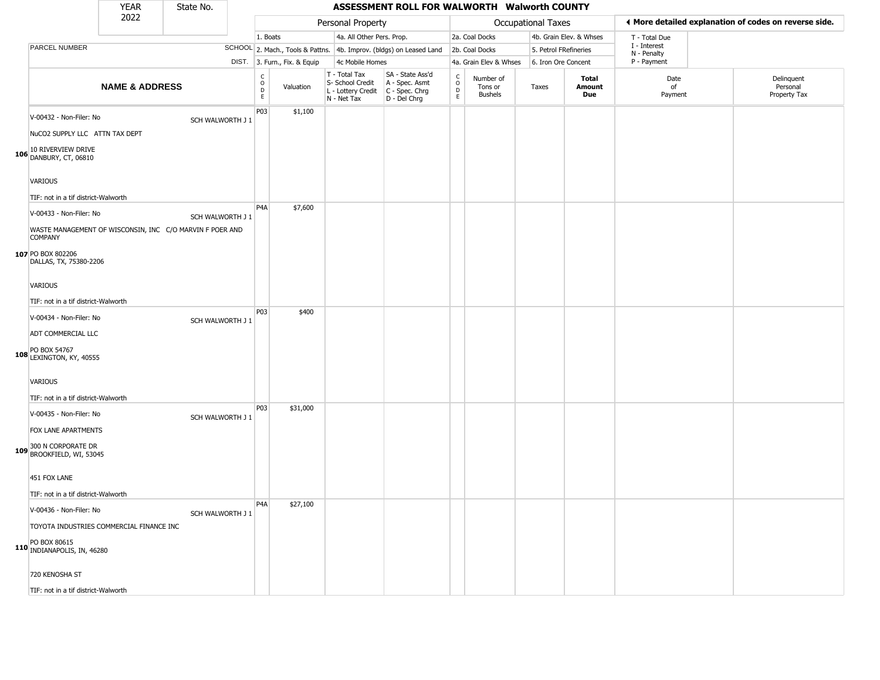# ASSESSMENT ROLL FOR WALWORTH Walworth COUNTY

| YEAR | State No. |
|---|---|
| 2022 | |

| | | Personal Property | | | | Occupational Taxes | | | | ◄ More detailed explanation of codes on reverse side. | |
|---|---|---|---|---|---|---|---|---|---|---|---|
| | | 1. Boats | | 4a. All Other Pers. Prop. | | 2a. Coal Docks | | 4b. Grain Elev. & Whses | | T - Total Due | |
| PARCEL NUMBER | SCHOOL | 2. Mach., Tools & Pattns. | | 4b. Improv. (bldgs) on Leased Land | | 2b. Coal Docks | | 5. Petrol FRefineries | | I - Interest<br>N - Penalty | |
| | DIST. | 3. Furn., Fix. & Equip | | 4c Mobile Homes | | 4a. Grain Elev & Whses | | 6. Iron Ore Concent | | P - Payment | |
| **NAME & ADDRESS** | | CODE | Valuation | T - Total Tax<br>S- School Credit<br>L - Lottery Credit<br>N - Net Tax | SA - State Ass'd<br>A - Spec. Asmt<br>C - Spec. Chrg<br>D - Del Chrg | CODE | Number of Tons or Bushels | Taxes | **Total Amount Due** | Date of Payment | Delinquent Personal Property Tax |
| 106 V-00432 - Non-Filer: No<br>NuCO2 SUPPLY LLC ATTN TAX DEPT<br>10 RIVERVIEW DRIVE<br>DANBURY, CT, 06810<br>VARIOUS<br>TIF: not in a tif district-Walworth | SCH WALWORTH J 1 | P03 | $1,100 | | | | | | | | |
| 107 V-00433 - Non-Filer: No<br>WASTE MANAGEMENT OF WISCONSIN, INC C/O MARVIN F POER AND COMPANY<br>PO BOX 802206<br>DALLAS, TX, 75380-2206<br>VARIOUS<br>TIF: not in a tif district-Walworth | SCH WALWORTH J 1 | P4A | $7,600 | | | | | | | | |
| 108 V-00434 - Non-Filer: No<br>ADT COMMERCIAL LLC<br>PO BOX 54767<br>LEXINGTON, KY, 40555<br>VARIOUS<br>TIF: not in a tif district-Walworth | SCH WALWORTH J 1 | P03 | $400 | | | | | | | | |
| 109 V-00435 - Non-Filer: No<br>FOX LANE APARTMENTS<br>300 N CORPORATE DR<br>BROOKFIELD, WI, 53045<br>451 FOX LANE<br>TIF: not in a tif district-Walworth | SCH WALWORTH J 1 | P03 | $31,000 | | | | | | | | |
| 110 V-00436 - Non-Filer: No<br>TOYOTA INDUSTRIES COMMERCIAL FINANCE INC<br>PO BOX 80615<br>INDIANAPOLIS, IN, 46280<br>720 KENOSHA ST<br>TIF: not in a tif district-Walworth | SCH WALWORTH J 1 | P4A | $27,100 | | | | | | | | |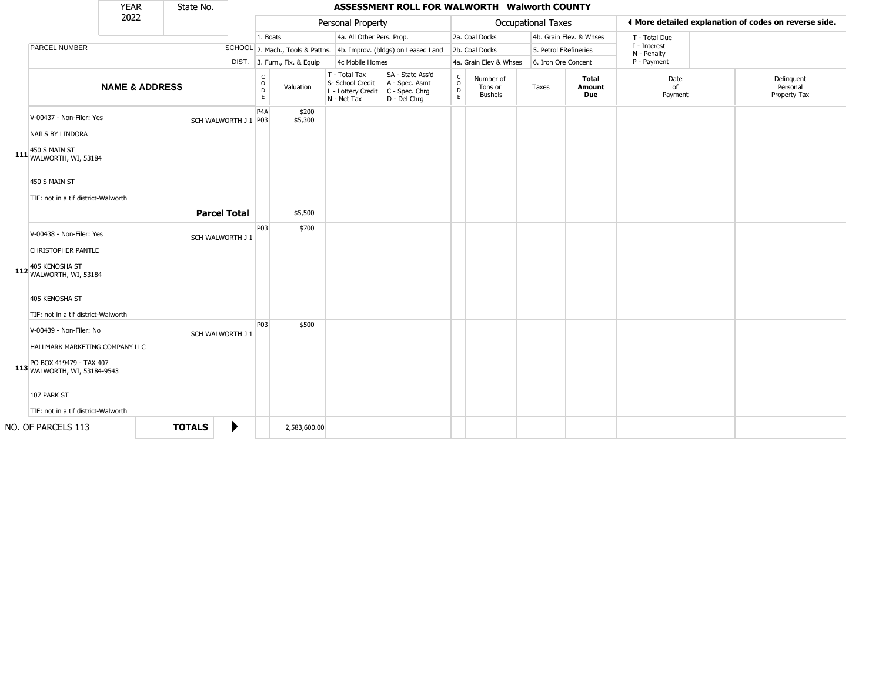| YEAR | State No. |
| --- | --- |
| 2022 | |

## ASSESSMENT ROLL FOR WALWORTH Walworth COUNTY

| Personal Property | | Occupational Taxes | | ◄ More detailed explanation of codes on reverse side. |
| --- | --- | --- | --- | --- |
| 1. Boats | 4a. All Other Pers. Prop. | 2a. Coal Docks | 4b. Grain Elev. & Whses | T - Total Due |
| 2. Mach., Tools & Pattns. | 4b. Improv. (bldgs) on Leased Land | 2b. Coal Docks | 5. Petrol FRefineries | I - Interest<br>N - Penalty |
| 3. Furn., Fix. & Equip | 4c Mobile Homes | 4a. Grain Elev & Whses | 6. Iron Ore Concent | P - Payment |

| | PARCEL NUMBER / NAME & ADDRESS | SCHOOL DIST. | CODE | Valuation | T - Total Tax<br>S- School Credit<br>L - Lottery Credit<br>N - Net Tax | SA - State Ass'd<br>A - Spec. Asmt<br>C - Spec. Chrg<br>D - Del Chrg | CODE | Number of Tons or Bushels | Taxes | Total Amount Due | Date of Payment | Delinquent Personal Property Tax |
| --- | --- | --- | --- | --- | --- | --- | --- | --- | --- | --- | --- | --- |
| 111 | V-00437 - Non-Filer: Yes<br>NAILS BY LINDORA<br>450 S MAIN ST<br>WALWORTH, WI, 53184<br>450 S MAIN ST<br>TIF: not in a tif district-Walworth | SCH WALWORTH J 1 | P4A<br>P03 | $200<br>$5,300 | | | | | | | | |
| | **Parcel Total** | | | $5,500 | | | | | | | | |
| 112 | V-00438 - Non-Filer: Yes<br>CHRISTOPHER PANTLE<br>405 KENOSHA ST<br>WALWORTH, WI, 53184<br>405 KENOSHA ST<br>TIF: not in a tif district-Walworth | SCH WALWORTH J 1 | P03 | $700 | | | | | | | | |
| 113 | V-00439 - Non-Filer: No<br>HALLMARK MARKETING COMPANY LLC<br>PO BOX 419479 - TAX 407<br>WALWORTH, WI, 53184-9543<br>107 PARK ST<br>TIF: not in a tif district-Walworth | SCH WALWORTH J 1 | P03 | $500 | | | | | | | | |
| | NO. OF PARCELS 113 | **TOTALS** ► | | 2,583,600.00 | | | | | | | | |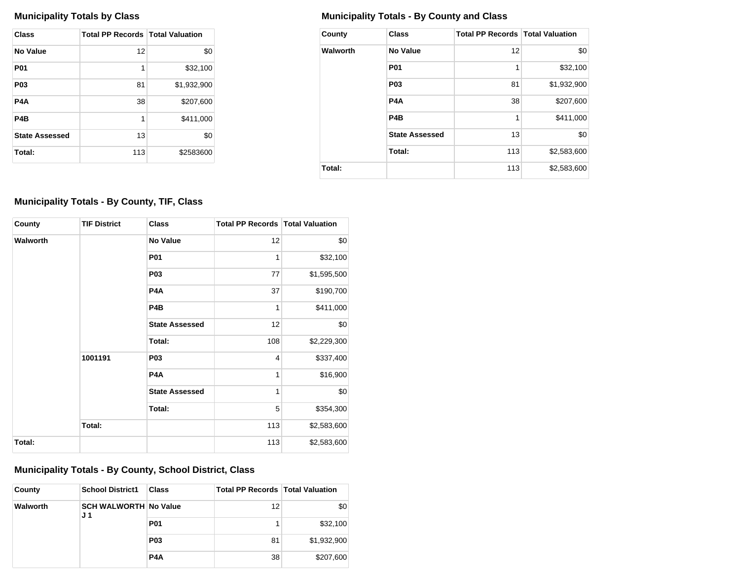### Municipality Totals by Class

| Class | Total PP Records | Total Valuation |
|---|---|---|
| No Value | 12 | $0 |
| P01 | 1 | $32,100 |
| P03 | 81 | $1,932,900 |
| P4A | 38 | $207,600 |
| P4B | 1 | $411,000 |
| State Assessed | 13 | $0 |
| Total: | 113 | $2583600 |

### Municipality Totals - By County and Class

| County | Class | Total PP Records | Total Valuation |
|---|---|---|---|
| Walworth | No Value | 12 | $0 |
| | P01 | 1 | $32,100 |
| | P03 | 81 | $1,932,900 |
| | P4A | 38 | $207,600 |
| | P4B | 1 | $411,000 |
| | State Assessed | 13 | $0 |
| | Total: | 113 | $2,583,600 |
| Total: | | 113 | $2,583,600 |

### Municipality Totals - By County, TIF, Class

| County | TIF District | Class | Total PP Records | Total Valuation |
|---|---|---|---|---|
| Walworth | | No Value | 12 | $0 |
| | | P01 | 1 | $32,100 |
| | | P03 | 77 | $1,595,500 |
| | | P4A | 37 | $190,700 |
| | | P4B | 1 | $411,000 |
| | | State Assessed | 12 | $0 |
| | | Total: | 108 | $2,229,300 |
| | 1001191 | P03 | 4 | $337,400 |
| | | P4A | 1 | $16,900 |
| | | State Assessed | 1 | $0 |
| | | Total: | 5 | $354,300 |
| | Total: | | 113 | $2,583,600 |
| Total: | | | 113 | $2,583,600 |

### Municipality Totals - By County, School District, Class

| County | School District1 | Class | Total PP Records | Total Valuation |
|---|---|---|---|---|
| Walworth | SCH WALWORTH J 1 | No Value | 12 | $0 |
| | | P01 | 1 | $32,100 |
| | | P03 | 81 | $1,932,900 |
| | | P4A | 38 | $207,600 |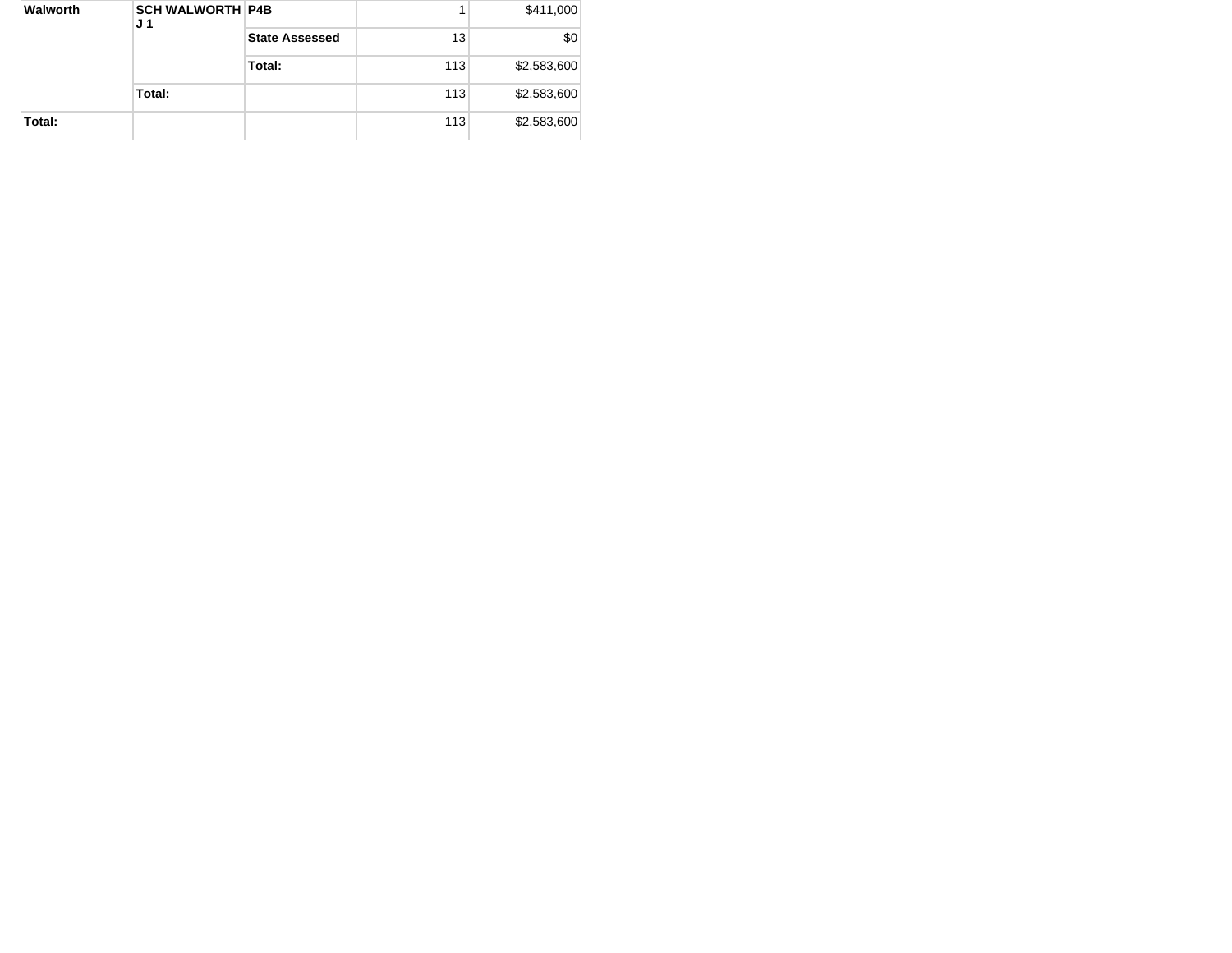| | | | | |
|---|---|---|---|---|
| **Walworth** | **SCH WALWORTH J 1** | **P4B** | 1 | $411,000 |
| | | **State Assessed** | 13 | $0 |
| | | **Total:** | 113 | $2,583,600 |
| | **Total:** | | 113 | $2,583,600 |
| **Total:** | | | 113 | $2,583,600 |